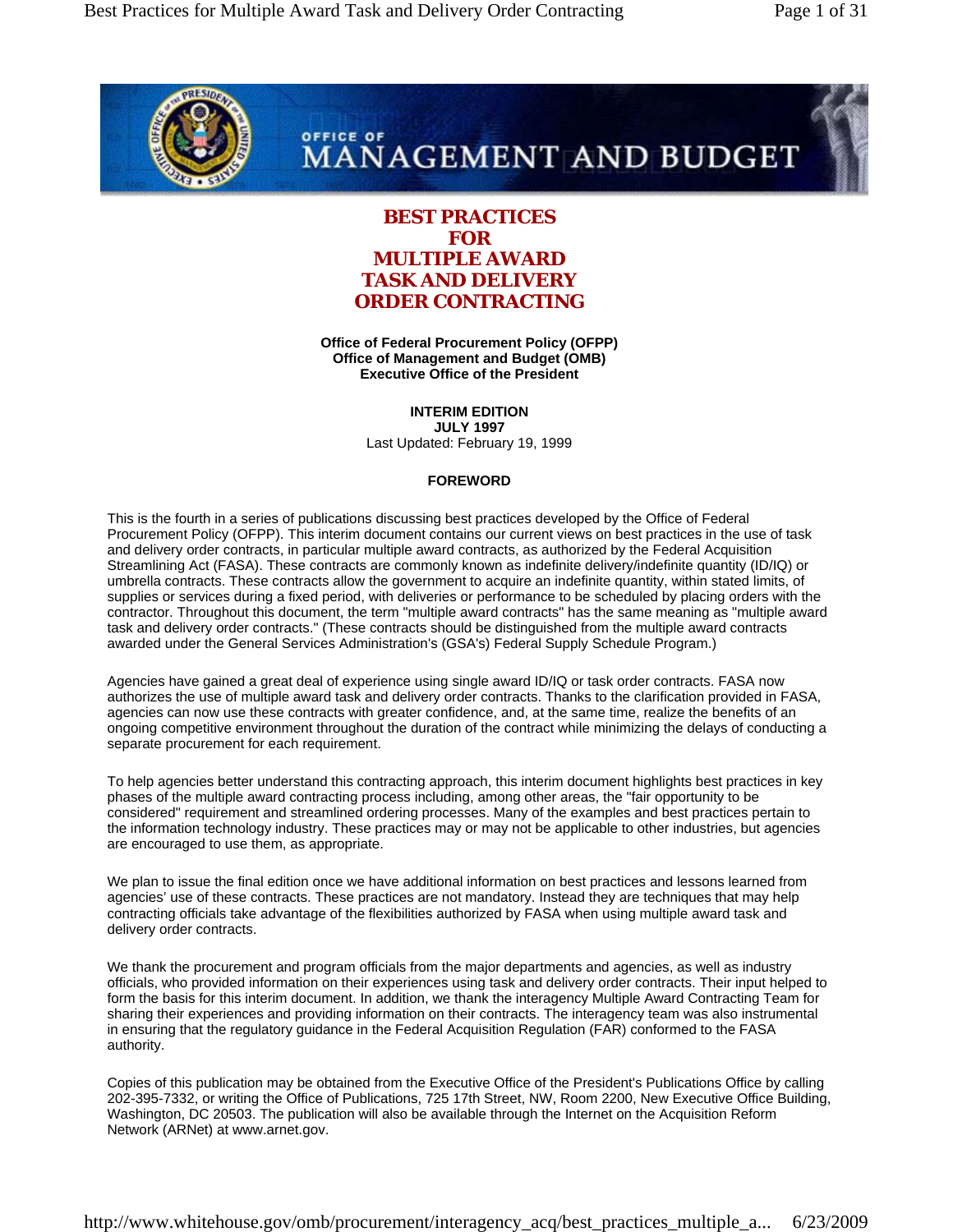# BEST PRACTICES FOR MULTIPLE AWARD TASK AND DELIVERY ORDER CONTRACTING

**Office of Federal Procurement Policy (OFPP)**
**Office of Management and Budget (OMB)**
**Executive Office of the President**

**INTERIM EDITION**
**JULY 1997**
Last Updated: February 19, 1999

## FOREWORD

This is the fourth in a series of publications discussing best practices developed by the Office of Federal Procurement Policy (OFPP). This interim document contains our current views on best practices in the use of task and delivery order contracts, in particular multiple award contracts, as authorized by the Federal Acquisition Streamlining Act (FASA). These contracts are commonly known as indefinite delivery/indefinite quantity (ID/IQ) or umbrella contracts. These contracts allow the government to acquire an indefinite quantity, within stated limits, of supplies or services during a fixed period, with deliveries or performance to be scheduled by placing orders with the contractor. Throughout this document, the term "multiple award contracts" has the same meaning as "multiple award task and delivery order contracts." (These contracts should be distinguished from the multiple award contracts awarded under the General Services Administration's (GSA's) Federal Supply Schedule Program.)

Agencies have gained a great deal of experience using single award ID/IQ or task order contracts. FASA now authorizes the use of multiple award task and delivery order contracts. Thanks to the clarification provided in FASA, agencies can now use these contracts with greater confidence, and, at the same time, realize the benefits of an ongoing competitive environment throughout the duration of the contract while minimizing the delays of conducting a separate procurement for each requirement.

To help agencies better understand this contracting approach, this interim document highlights best practices in key phases of the multiple award contracting process including, among other areas, the "fair opportunity to be considered" requirement and streamlined ordering processes. Many of the examples and best practices pertain to the information technology industry. These practices may or may not be applicable to other industries, but agencies are encouraged to use them, as appropriate.

We plan to issue the final edition once we have additional information on best practices and lessons learned from agencies' use of these contracts. These practices are not mandatory. Instead they are techniques that may help contracting officials take advantage of the flexibilities authorized by FASA when using multiple award task and delivery order contracts.

We thank the procurement and program officials from the major departments and agencies, as well as industry officials, who provided information on their experiences using task and delivery order contracts. Their input helped to form the basis for this interim document. In addition, we thank the interagency Multiple Award Contracting Team for sharing their experiences and providing information on their contracts. The interagency team was also instrumental in ensuring that the regulatory guidance in the Federal Acquisition Regulation (FAR) conformed to the FASA authority.

Copies of this publication may be obtained from the Executive Office of the President's Publications Office by calling 202-395-7332, or writing the Office of Publications, 725 17th Street, NW, Room 2200, New Executive Office Building, Washington, DC 20503. The publication will also be available through the Internet on the Acquisition Reform Network (ARNet) at www.arnet.gov.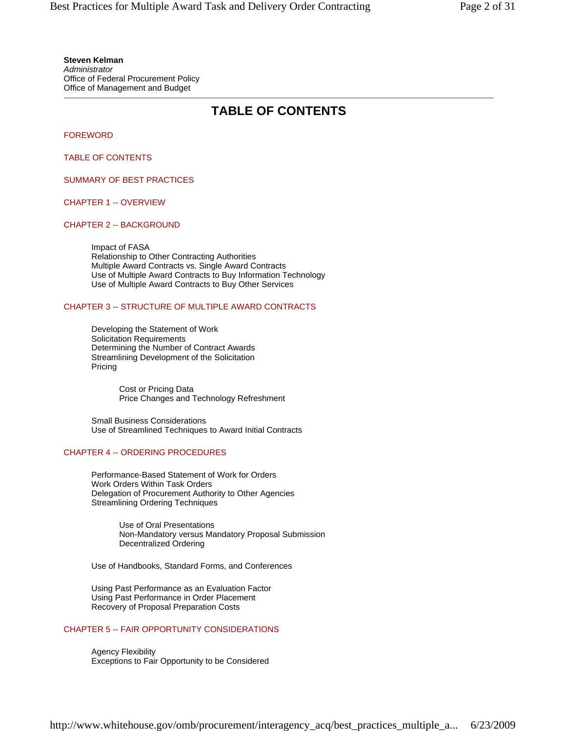**Steven Kelman**
*Administrator*
Office of Federal Procurement Policy
Office of Management and Budget

---

# TABLE OF CONTENTS

FOREWORD

TABLE OF CONTENTS

SUMMARY OF BEST PRACTICES

CHAPTER 1 -- OVERVIEW

CHAPTER 2 -- BACKGROUND

- Impact of FASA
- Relationship to Other Contracting Authorities
- Multiple Award Contracts vs. Single Award Contracts
- Use of Multiple Award Contracts to Buy Information Technology
- Use of Multiple Award Contracts to Buy Other Services

CHAPTER 3 -- STRUCTURE OF MULTIPLE AWARD CONTRACTS

- Developing the Statement of Work
- Solicitation Requirements
- Determining the Number of Contract Awards
- Streamlining Development of the Solicitation
- Pricing
  - Cost or Pricing Data
  - Price Changes and Technology Refreshment
- Small Business Considerations
- Use of Streamlined Techniques to Award Initial Contracts

CHAPTER 4 -- ORDERING PROCEDURES

- Performance-Based Statement of Work for Orders
- Work Orders Within Task Orders
- Delegation of Procurement Authority to Other Agencies
- Streamlining Ordering Techniques
  - Use of Oral Presentations
  - Non-Mandatory versus Mandatory Proposal Submission
  - Decentralized Ordering
- Use of Handbooks, Standard Forms, and Conferences
- Using Past Performance as an Evaluation Factor
- Using Past Performance in Order Placement
- Recovery of Proposal Preparation Costs

CHAPTER 5 -- FAIR OPPORTUNITY CONSIDERATIONS

- Agency Flexibility
- Exceptions to Fair Opportunity to be Considered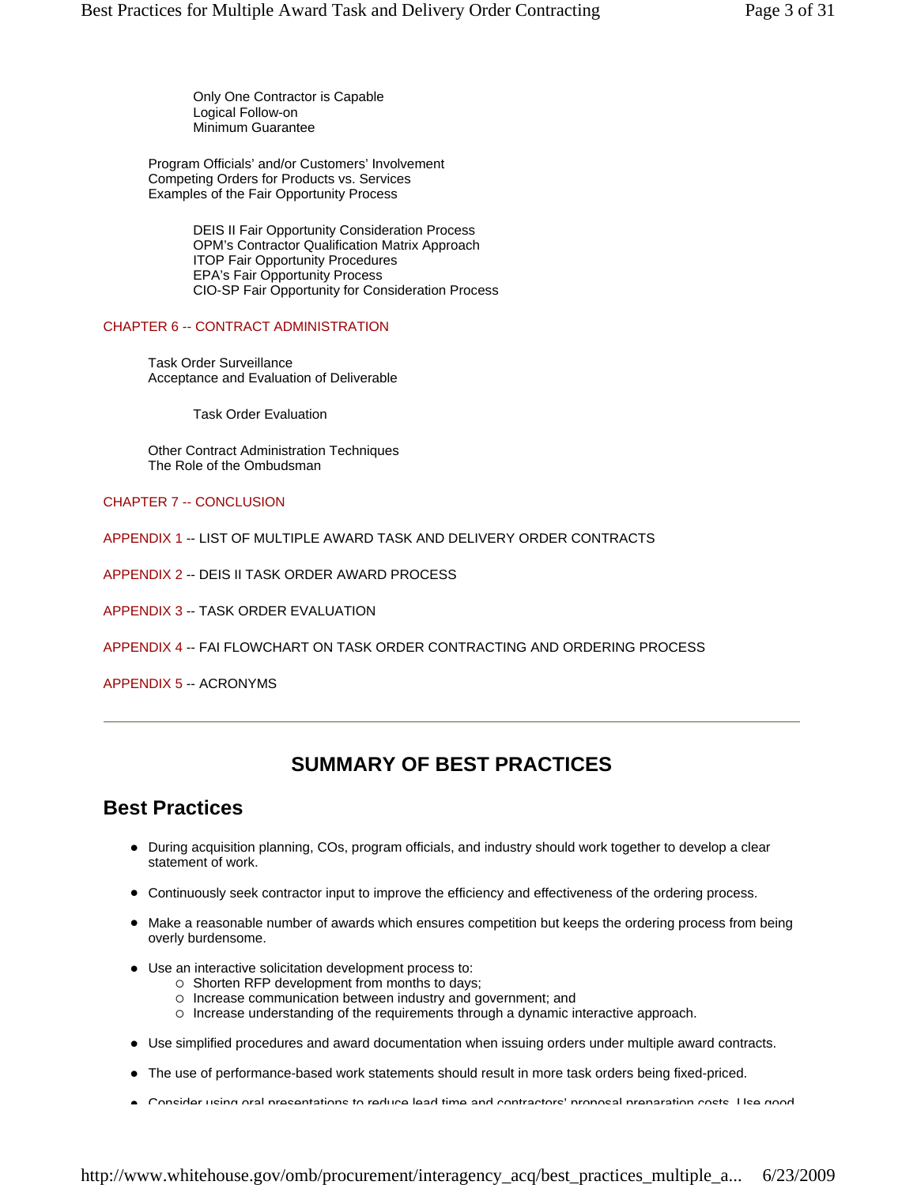Only One Contractor is Capable
Logical Follow-on
Minimum Guarantee

Program Officials' and/or Customers' Involvement
Competing Orders for Products vs. Services
Examples of the Fair Opportunity Process

DEIS II Fair Opportunity Consideration Process
OPM's Contractor Qualification Matrix Approach
ITOP Fair Opportunity Procedures
EPA's Fair Opportunity Process
CIO-SP Fair Opportunity for Consideration Process

CHAPTER 6 -- CONTRACT ADMINISTRATION

Task Order Surveillance
Acceptance and Evaluation of Deliverable

Task Order Evaluation

Other Contract Administration Techniques
The Role of the Ombudsman

CHAPTER 7 -- CONCLUSION

APPENDIX 1 -- LIST OF MULTIPLE AWARD TASK AND DELIVERY ORDER CONTRACTS

APPENDIX 2 -- DEIS II TASK ORDER AWARD PROCESS

APPENDIX 3 -- TASK ORDER EVALUATION

APPENDIX 4 -- FAI FLOWCHART ON TASK ORDER CONTRACTING AND ORDERING PROCESS

APPENDIX 5 -- ACRONYMS

---

# SUMMARY OF BEST PRACTICES

## Best Practices

- During acquisition planning, COs, program officials, and industry should work together to develop a clear statement of work.
- Continuously seek contractor input to improve the efficiency and effectiveness of the ordering process.
- Make a reasonable number of awards which ensures competition but keeps the ordering process from being overly burdensome.
- Use an interactive solicitation development process to:
  - Shorten RFP development from months to days;
  - Increase communication between industry and government; and
  - Increase understanding of the requirements through a dynamic interactive approach.
- Use simplified procedures and award documentation when issuing orders under multiple award contracts.
- The use of performance-based work statements should result in more task orders being fixed-priced.
- Consider using oral presentations to reduce lead time and contractors' proposal preparation costs. Use good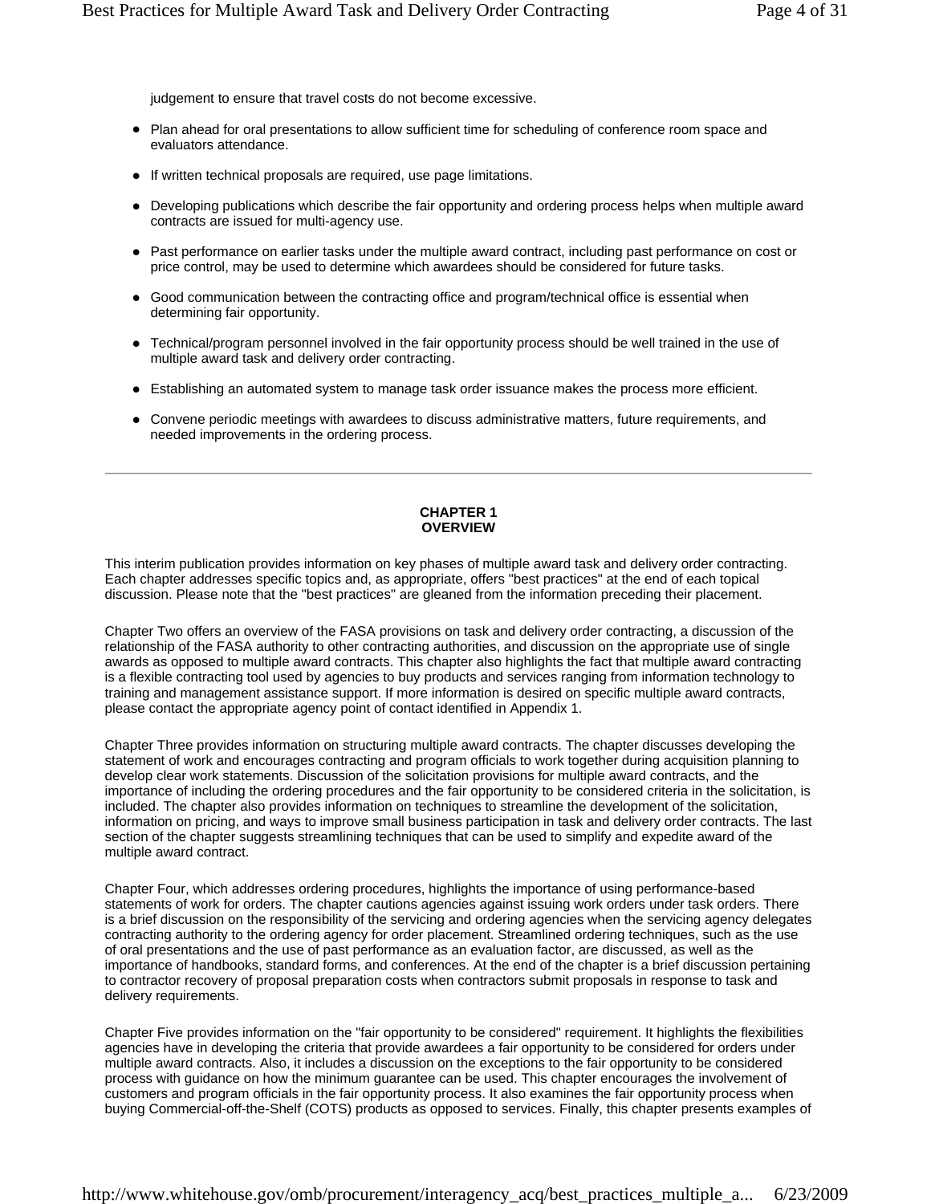judgement to ensure that travel costs do not become excessive.

- Plan ahead for oral presentations to allow sufficient time for scheduling of conference room space and evaluators attendance.
- If written technical proposals are required, use page limitations.
- Developing publications which describe the fair opportunity and ordering process helps when multiple award contracts are issued for multi-agency use.
- Past performance on earlier tasks under the multiple award contract, including past performance on cost or price control, may be used to determine which awardees should be considered for future tasks.
- Good communication between the contracting office and program/technical office is essential when determining fair opportunity.
- Technical/program personnel involved in the fair opportunity process should be well trained in the use of multiple award task and delivery order contracting.
- Establishing an automated system to manage task order issuance makes the process more efficient.
- Convene periodic meetings with awardees to discuss administrative matters, future requirements, and needed improvements in the ordering process.

---

## CHAPTER 1
## OVERVIEW

This interim publication provides information on key phases of multiple award task and delivery order contracting. Each chapter addresses specific topics and, as appropriate, offers "best practices" at the end of each topical discussion. Please note that the "best practices" are gleaned from the information preceding their placement.

Chapter Two offers an overview of the FASA provisions on task and delivery order contracting, a discussion of the relationship of the FASA authority to other contracting authorities, and discussion on the appropriate use of single awards as opposed to multiple award contracts. This chapter also highlights the fact that multiple award contracting is a flexible contracting tool used by agencies to buy products and services ranging from information technology to training and management assistance support. If more information is desired on specific multiple award contracts, please contact the appropriate agency point of contact identified in Appendix 1.

Chapter Three provides information on structuring multiple award contracts. The chapter discusses developing the statement of work and encourages contracting and program officials to work together during acquisition planning to develop clear work statements. Discussion of the solicitation provisions for multiple award contracts, and the importance of including the ordering procedures and the fair opportunity to be considered criteria in the solicitation, is included. The chapter also provides information on techniques to streamline the development of the solicitation, information on pricing, and ways to improve small business participation in task and delivery order contracts. The last section of the chapter suggests streamlining techniques that can be used to simplify and expedite award of the multiple award contract.

Chapter Four, which addresses ordering procedures, highlights the importance of using performance-based statements of work for orders. The chapter cautions agencies against issuing work orders under task orders. There is a brief discussion on the responsibility of the servicing and ordering agencies when the servicing agency delegates contracting authority to the ordering agency for order placement. Streamlined ordering techniques, such as the use of oral presentations and the use of past performance as an evaluation factor, are discussed, as well as the importance of handbooks, standard forms, and conferences. At the end of the chapter is a brief discussion pertaining to contractor recovery of proposal preparation costs when contractors submit proposals in response to task and delivery requirements.

Chapter Five provides information on the "fair opportunity to be considered" requirement. It highlights the flexibilities agencies have in developing the criteria that provide awardees a fair opportunity to be considered for orders under multiple award contracts. Also, it includes a discussion on the exceptions to the fair opportunity to be considered process with guidance on how the minimum guarantee can be used. This chapter encourages the involvement of customers and program officials in the fair opportunity process. It also examines the fair opportunity process when buying Commercial-off-the-Shelf (COTS) products as opposed to services. Finally, this chapter presents examples of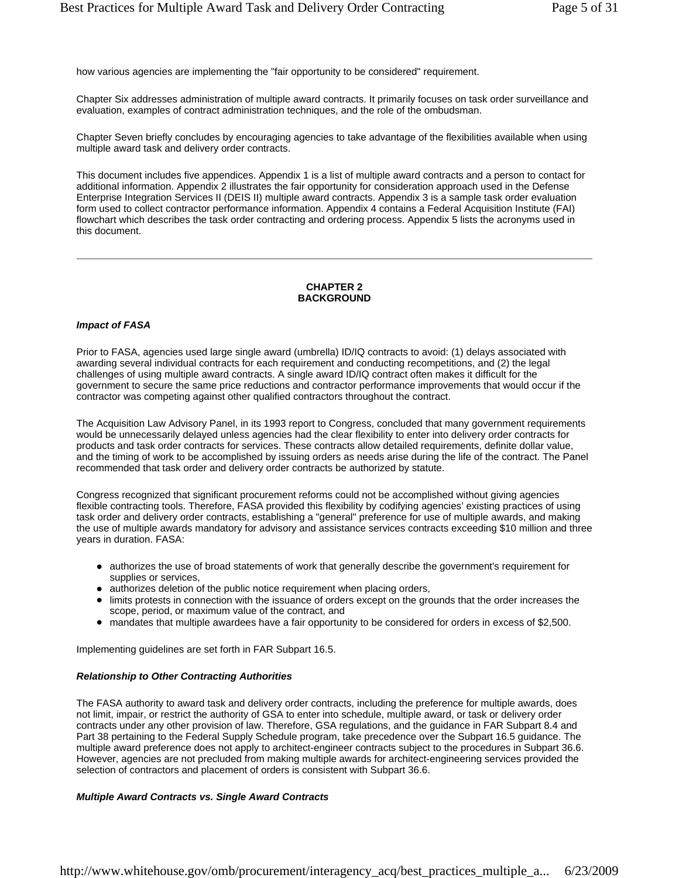how various agencies are implementing the "fair opportunity to be considered" requirement.

Chapter Six addresses administration of multiple award contracts. It primarily focuses on task order surveillance and evaluation, examples of contract administration techniques, and the role of the ombudsman.

Chapter Seven briefly concludes by encouraging agencies to take advantage of the flexibilities available when using multiple award task and delivery order contracts.

This document includes five appendices. Appendix 1 is a list of multiple award contracts and a person to contact for additional information. Appendix 2 illustrates the fair opportunity for consideration approach used in the Defense Enterprise Integration Services II (DEIS II) multiple award contracts. Appendix 3 is a sample task order evaluation form used to collect contractor performance information. Appendix 4 contains a Federal Acquisition Institute (FAI) flowchart which describes the task order contracting and ordering process. Appendix 5 lists the acronyms used in this document.

---

## CHAPTER 2
## BACKGROUND

### *Impact of FASA*

Prior to FASA, agencies used large single award (umbrella) ID/IQ contracts to avoid: (1) delays associated with awarding several individual contracts for each requirement and conducting recompetitions, and (2) the legal challenges of using multiple award contracts. A single award ID/IQ contract often makes it difficult for the government to secure the same price reductions and contractor performance improvements that would occur if the contractor was competing against other qualified contractors throughout the contract.

The Acquisition Law Advisory Panel, in its 1993 report to Congress, concluded that many government requirements would be unnecessarily delayed unless agencies had the clear flexibility to enter into delivery order contracts for products and task order contracts for services. These contracts allow detailed requirements, definite dollar value, and the timing of work to be accomplished by issuing orders as needs arise during the life of the contract. The Panel recommended that task order and delivery order contracts be authorized by statute.

Congress recognized that significant procurement reforms could not be accomplished without giving agencies flexible contracting tools. Therefore, FASA provided this flexibility by codifying agencies' existing practices of using task order and delivery order contracts, establishing a "general" preference for use of multiple awards, and making the use of multiple awards mandatory for advisory and assistance services contracts exceeding $10 million and three years in duration. FASA:

- authorizes the use of broad statements of work that generally describe the government's requirement for supplies or services,
- authorizes deletion of the public notice requirement when placing orders,
- limits protests in connection with the issuance of orders except on the grounds that the order increases the scope, period, or maximum value of the contract, and
- mandates that multiple awardees have a fair opportunity to be considered for orders in excess of $2,500.

Implementing guidelines are set forth in FAR Subpart 16.5.

### *Relationship to Other Contracting Authorities*

The FASA authority to award task and delivery order contracts, including the preference for multiple awards, does not limit, impair, or restrict the authority of GSA to enter into schedule, multiple award, or task or delivery order contracts under any other provision of law. Therefore, GSA regulations, and the guidance in FAR Subpart 8.4 and Part 38 pertaining to the Federal Supply Schedule program, take precedence over the Subpart 16.5 guidance. The multiple award preference does not apply to architect-engineer contracts subject to the procedures in Subpart 36.6. However, agencies are not precluded from making multiple awards for architect-engineering services provided the selection of contractors and placement of orders is consistent with Subpart 36.6.

### *Multiple Award Contracts vs. Single Award Contracts*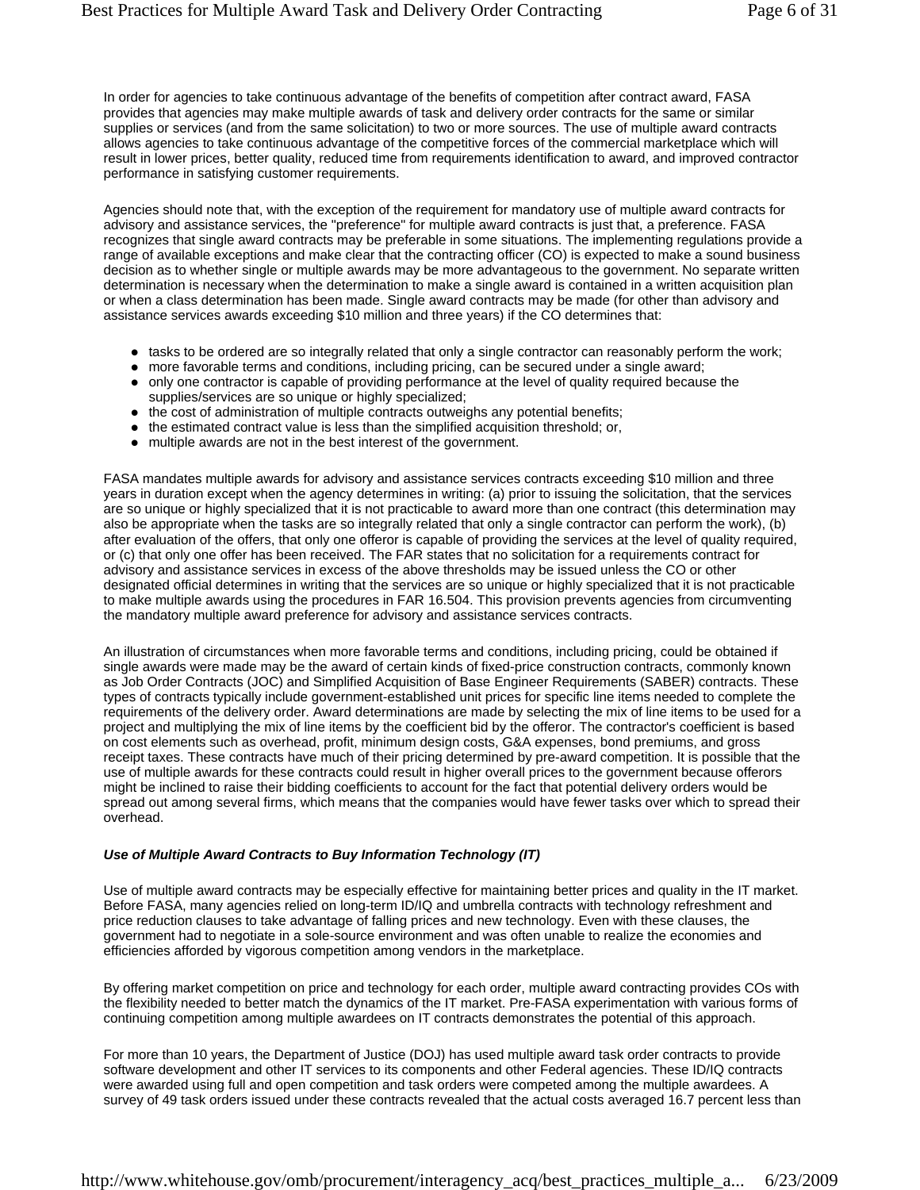In order for agencies to take continuous advantage of the benefits of competition after contract award, FASA provides that agencies may make multiple awards of task and delivery order contracts for the same or similar supplies or services (and from the same solicitation) to two or more sources. The use of multiple award contracts allows agencies to take continuous advantage of the competitive forces of the commercial marketplace which will result in lower prices, better quality, reduced time from requirements identification to award, and improved contractor performance in satisfying customer requirements.

Agencies should note that, with the exception of the requirement for mandatory use of multiple award contracts for advisory and assistance services, the "preference" for multiple award contracts is just that, a preference. FASA recognizes that single award contracts may be preferable in some situations. The implementing regulations provide a range of available exceptions and make clear that the contracting officer (CO) is expected to make a sound business decision as to whether single or multiple awards may be more advantageous to the government. No separate written determination is necessary when the determination to make a single award is contained in a written acquisition plan or when a class determination has been made. Single award contracts may be made (for other than advisory and assistance services awards exceeding $10 million and three years) if the CO determines that:

- tasks to be ordered are so integrally related that only a single contractor can reasonably perform the work;
- more favorable terms and conditions, including pricing, can be secured under a single award;
- only one contractor is capable of providing performance at the level of quality required because the supplies/services are so unique or highly specialized;
- the cost of administration of multiple contracts outweighs any potential benefits;
- the estimated contract value is less than the simplified acquisition threshold; or,
- multiple awards are not in the best interest of the government.

FASA mandates multiple awards for advisory and assistance services contracts exceeding $10 million and three years in duration except when the agency determines in writing: (a) prior to issuing the solicitation, that the services are so unique or highly specialized that it is not practicable to award more than one contract (this determination may also be appropriate when the tasks are so integrally related that only a single contractor can perform the work), (b) after evaluation of the offers, that only one offeror is capable of providing the services at the level of quality required, or (c) that only one offer has been received. The FAR states that no solicitation for a requirements contract for advisory and assistance services in excess of the above thresholds may be issued unless the CO or other designated official determines in writing that the services are so unique or highly specialized that it is not practicable to make multiple awards using the procedures in FAR 16.504. This provision prevents agencies from circumventing the mandatory multiple award preference for advisory and assistance services contracts.

An illustration of circumstances when more favorable terms and conditions, including pricing, could be obtained if single awards were made may be the award of certain kinds of fixed-price construction contracts, commonly known as Job Order Contracts (JOC) and Simplified Acquisition of Base Engineer Requirements (SABER) contracts. These types of contracts typically include government-established unit prices for specific line items needed to complete the requirements of the delivery order. Award determinations are made by selecting the mix of line items to be used for a project and multiplying the mix of line items by the coefficient bid by the offeror. The contractor's coefficient is based on cost elements such as overhead, profit, minimum design costs, G&A expenses, bond premiums, and gross receipt taxes. These contracts have much of their pricing determined by pre-award competition. It is possible that the use of multiple awards for these contracts could result in higher overall prices to the government because offerors might be inclined to raise their bidding coefficients to account for the fact that potential delivery orders would be spread out among several firms, which means that the companies would have fewer tasks over which to spread their overhead.

***Use of Multiple Award Contracts to Buy Information Technology (IT)***

Use of multiple award contracts may be especially effective for maintaining better prices and quality in the IT market. Before FASA, many agencies relied on long-term ID/IQ and umbrella contracts with technology refreshment and price reduction clauses to take advantage of falling prices and new technology. Even with these clauses, the government had to negotiate in a sole-source environment and was often unable to realize the economies and efficiencies afforded by vigorous competition among vendors in the marketplace.

By offering market competition on price and technology for each order, multiple award contracting provides COs with the flexibility needed to better match the dynamics of the IT market. Pre-FASA experimentation with various forms of continuing competition among multiple awardees on IT contracts demonstrates the potential of this approach.

For more than 10 years, the Department of Justice (DOJ) has used multiple award task order contracts to provide software development and other IT services to its components and other Federal agencies. These ID/IQ contracts were awarded using full and open competition and task orders were competed among the multiple awardees. A survey of 49 task orders issued under these contracts revealed that the actual costs averaged 16.7 percent less than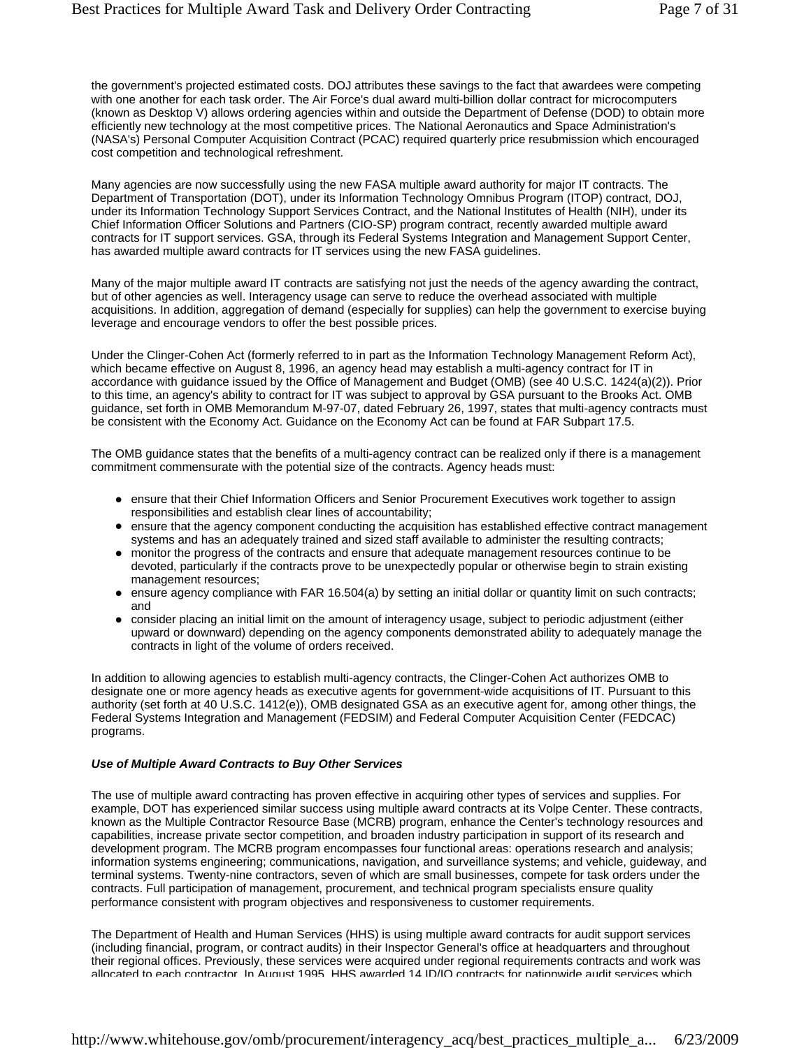the government's projected estimated costs. DOJ attributes these savings to the fact that awardees were competing with one another for each task order. The Air Force's dual award multi-billion dollar contract for microcomputers (known as Desktop V) allows ordering agencies within and outside the Department of Defense (DOD) to obtain more efficiently new technology at the most competitive prices. The National Aeronautics and Space Administration's (NASA's) Personal Computer Acquisition Contract (PCAC) required quarterly price resubmission which encouraged cost competition and technological refreshment.

Many agencies are now successfully using the new FASA multiple award authority for major IT contracts. The Department of Transportation (DOT), under its Information Technology Omnibus Program (ITOP) contract, DOJ, under its Information Technology Support Services Contract, and the National Institutes of Health (NIH), under its Chief Information Officer Solutions and Partners (CIO-SP) program contract, recently awarded multiple award contracts for IT support services. GSA, through its Federal Systems Integration and Management Support Center, has awarded multiple award contracts for IT services using the new FASA guidelines.

Many of the major multiple award IT contracts are satisfying not just the needs of the agency awarding the contract, but of other agencies as well. Interagency usage can serve to reduce the overhead associated with multiple acquisitions. In addition, aggregation of demand (especially for supplies) can help the government to exercise buying leverage and encourage vendors to offer the best possible prices.

Under the Clinger-Cohen Act (formerly referred to in part as the Information Technology Management Reform Act), which became effective on August 8, 1996, an agency head may establish a multi-agency contract for IT in accordance with guidance issued by the Office of Management and Budget (OMB) (see 40 U.S.C. 1424(a)(2)). Prior to this time, an agency's ability to contract for IT was subject to approval by GSA pursuant to the Brooks Act. OMB guidance, set forth in OMB Memorandum M-97-07, dated February 26, 1997, states that multi-agency contracts must be consistent with the Economy Act. Guidance on the Economy Act can be found at FAR Subpart 17.5.

The OMB guidance states that the benefits of a multi-agency contract can be realized only if there is a management commitment commensurate with the potential size of the contracts. Agency heads must:

- ensure that their Chief Information Officers and Senior Procurement Executives work together to assign responsibilities and establish clear lines of accountability;
- ensure that the agency component conducting the acquisition has established effective contract management systems and has an adequately trained and sized staff available to administer the resulting contracts;
- monitor the progress of the contracts and ensure that adequate management resources continue to be devoted, particularly if the contracts prove to be unexpectedly popular or otherwise begin to strain existing management resources;
- ensure agency compliance with FAR 16.504(a) by setting an initial dollar or quantity limit on such contracts; and
- consider placing an initial limit on the amount of interagency usage, subject to periodic adjustment (either upward or downward) depending on the agency components demonstrated ability to adequately manage the contracts in light of the volume of orders received.

In addition to allowing agencies to establish multi-agency contracts, the Clinger-Cohen Act authorizes OMB to designate one or more agency heads as executive agents for government-wide acquisitions of IT. Pursuant to this authority (set forth at 40 U.S.C. 1412(e)), OMB designated GSA as an executive agent for, among other things, the Federal Systems Integration and Management (FEDSIM) and Federal Computer Acquisition Center (FEDCAC) programs.

***Use of Multiple Award Contracts to Buy Other Services***

The use of multiple award contracting has proven effective in acquiring other types of services and supplies. For example, DOT has experienced similar success using multiple award contracts at its Volpe Center. These contracts, known as the Multiple Contractor Resource Base (MCRB) program, enhance the Center's technology resources and capabilities, increase private sector competition, and broaden industry participation in support of its research and development program. The MCRB program encompasses four functional areas: operations research and analysis; information systems engineering; communications, navigation, and surveillance systems; and vehicle, guideway, and terminal systems. Twenty-nine contractors, seven of which are small businesses, compete for task orders under the contracts. Full participation of management, procurement, and technical program specialists ensure quality performance consistent with program objectives and responsiveness to customer requirements.

The Department of Health and Human Services (HHS) is using multiple award contracts for audit support services (including financial, program, or contract audits) in their Inspector General's office at headquarters and throughout their regional offices. Previously, these services were acquired under regional requirements contracts and work was allocated to each contractor. In August 1995, HHS awarded 14 ID/IQ contracts for nationwide audit services which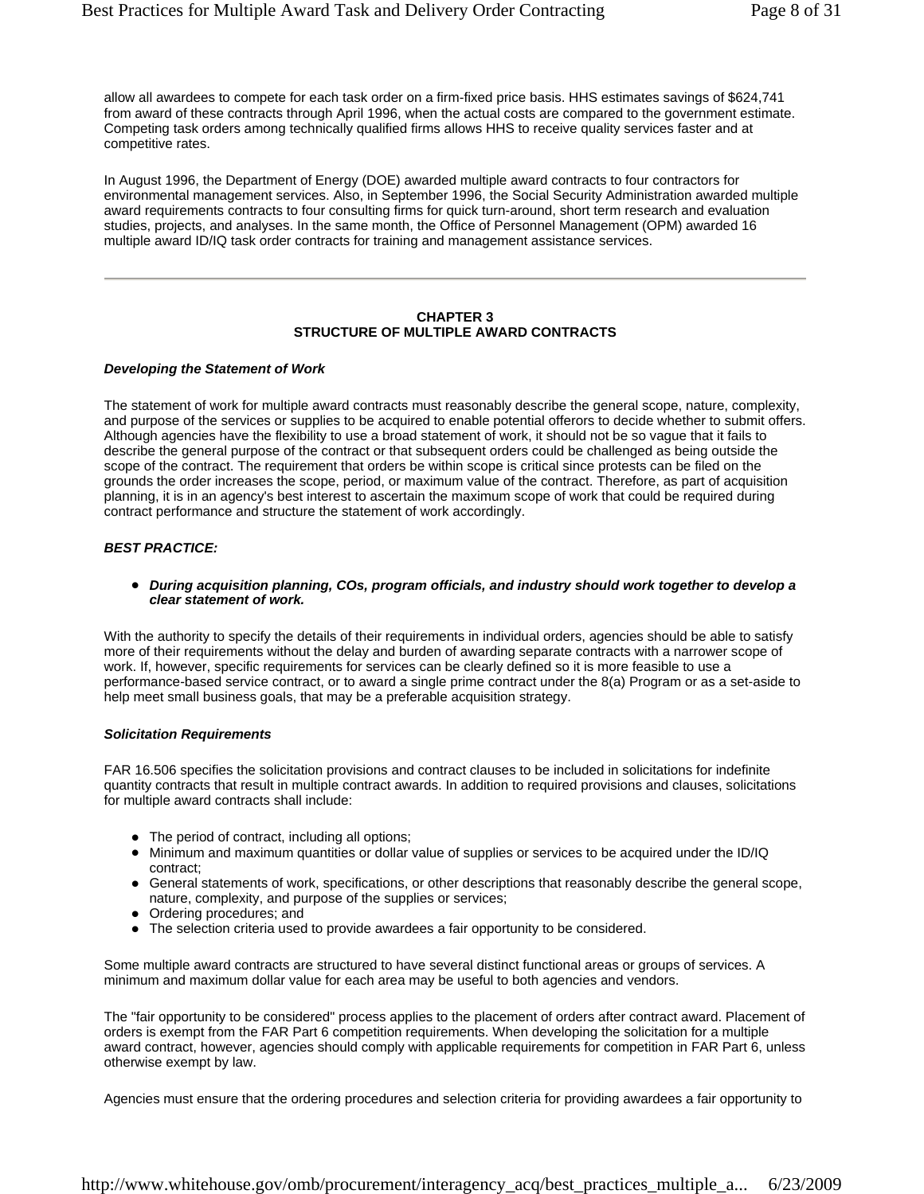allow all awardees to compete for each task order on a firm-fixed price basis. HHS estimates savings of $624,741 from award of these contracts through April 1996, when the actual costs are compared to the government estimate. Competing task orders among technically qualified firms allows HHS to receive quality services faster and at competitive rates.

In August 1996, the Department of Energy (DOE) awarded multiple award contracts to four contractors for environmental management services. Also, in September 1996, the Social Security Administration awarded multiple award requirements contracts to four consulting firms for quick turn-around, short term research and evaluation studies, projects, and analyses. In the same month, the Office of Personnel Management (OPM) awarded 16 multiple award ID/IQ task order contracts for training and management assistance services.

---

## CHAPTER 3
## STRUCTURE OF MULTIPLE AWARD CONTRACTS

### *Developing the Statement of Work*

The statement of work for multiple award contracts must reasonably describe the general scope, nature, complexity, and purpose of the services or supplies to be acquired to enable potential offerors to decide whether to submit offers. Although agencies have the flexibility to use a broad statement of work, it should not be so vague that it fails to describe the general purpose of the contract or that subsequent orders could be challenged as being outside the scope of the contract. The requirement that orders be within scope is critical since protests can be filed on the grounds the order increases the scope, period, or maximum value of the contract. Therefore, as part of acquisition planning, it is in an agency's best interest to ascertain the maximum scope of work that could be required during contract performance and structure the statement of work accordingly.

***BEST PRACTICE:***

- ***During acquisition planning, COs, program officials, and industry should work together to develop a clear statement of work.***

With the authority to specify the details of their requirements in individual orders, agencies should be able to satisfy more of their requirements without the delay and burden of awarding separate contracts with a narrower scope of work. If, however, specific requirements for services can be clearly defined so it is more feasible to use a performance-based service contract, or to award a single prime contract under the 8(a) Program or as a set-aside to help meet small business goals, that may be a preferable acquisition strategy.

### *Solicitation Requirements*

FAR 16.506 specifies the solicitation provisions and contract clauses to be included in solicitations for indefinite quantity contracts that result in multiple contract awards. In addition to required provisions and clauses, solicitations for multiple award contracts shall include:

- The period of contract, including all options;
- Minimum and maximum quantities or dollar value of supplies or services to be acquired under the ID/IQ contract;
- General statements of work, specifications, or other descriptions that reasonably describe the general scope, nature, complexity, and purpose of the supplies or services;
- Ordering procedures; and
- The selection criteria used to provide awardees a fair opportunity to be considered.

Some multiple award contracts are structured to have several distinct functional areas or groups of services. A minimum and maximum dollar value for each area may be useful to both agencies and vendors.

The "fair opportunity to be considered" process applies to the placement of orders after contract award. Placement of orders is exempt from the FAR Part 6 competition requirements. When developing the solicitation for a multiple award contract, however, agencies should comply with applicable requirements for competition in FAR Part 6, unless otherwise exempt by law.

Agencies must ensure that the ordering procedures and selection criteria for providing awardees a fair opportunity to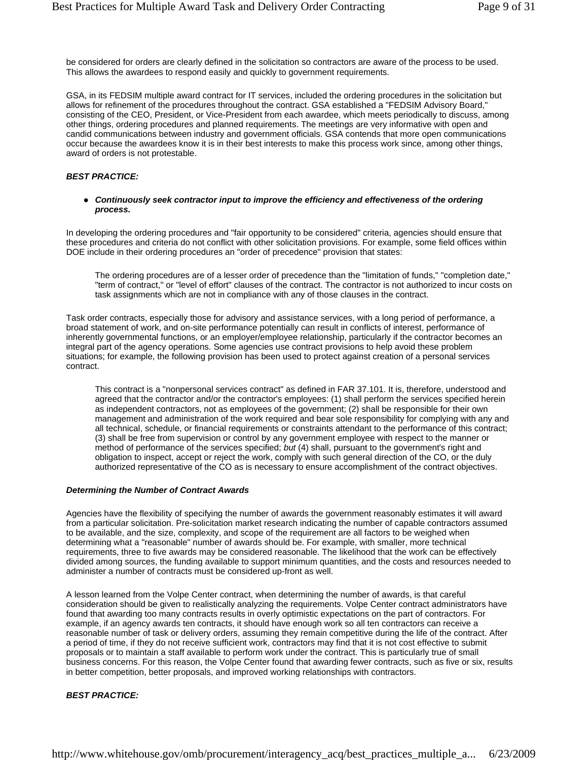be considered for orders are clearly defined in the solicitation so contractors are aware of the process to be used. This allows the awardees to respond easily and quickly to government requirements.

GSA, in its FEDSIM multiple award contract for IT services, included the ordering procedures in the solicitation but allows for refinement of the procedures throughout the contract. GSA established a "FEDSIM Advisory Board," consisting of the CEO, President, or Vice-President from each awardee, which meets periodically to discuss, among other things, ordering procedures and planned requirements. The meetings are very informative with open and candid communications between industry and government officials. GSA contends that more open communications occur because the awardees know it is in their best interests to make this process work since, among other things, award of orders is not protestable.

***BEST PRACTICE:***

- ***Continuously seek contractor input to improve the efficiency and effectiveness of the ordering process.***

In developing the ordering procedures and "fair opportunity to be considered" criteria, agencies should ensure that these procedures and criteria do not conflict with other solicitation provisions. For example, some field offices within DOE include in their ordering procedures an "order of precedence" provision that states:

> The ordering procedures are of a lesser order of precedence than the "limitation of funds," "completion date," "term of contract," or "level of effort" clauses of the contract. The contractor is not authorized to incur costs on task assignments which are not in compliance with any of those clauses in the contract.

Task order contracts, especially those for advisory and assistance services, with a long period of performance, a broad statement of work, and on-site performance potentially can result in conflicts of interest, performance of inherently governmental functions, or an employer/employee relationship, particularly if the contractor becomes an integral part of the agency operations. Some agencies use contract provisions to help avoid these problem situations; for example, the following provision has been used to protect against creation of a personal services contract.

> This contract is a "nonpersonal services contract" as defined in FAR 37.101. It is, therefore, understood and agreed that the contractor and/or the contractor's employees: (1) shall perform the services specified herein as independent contractors, not as employees of the government; (2) shall be responsible for their own management and administration of the work required and bear sole responsibility for complying with any and all technical, schedule, or financial requirements or constraints attendant to the performance of this contract; (3) shall be free from supervision or control by any government employee with respect to the manner or method of performance of the services specified; *but* (4) shall, pursuant to the government's right and obligation to inspect, accept or reject the work, comply with such general direction of the CO, or the duly authorized representative of the CO as is necessary to ensure accomplishment of the contract objectives.

***Determining the Number of Contract Awards***

Agencies have the flexibility of specifying the number of awards the government reasonably estimates it will award from a particular solicitation. Pre-solicitation market research indicating the number of capable contractors assumed to be available, and the size, complexity, and scope of the requirement are all factors to be weighed when determining what a "reasonable" number of awards should be. For example, with smaller, more technical requirements, three to five awards may be considered reasonable. The likelihood that the work can be effectively divided among sources, the funding available to support minimum quantities, and the costs and resources needed to administer a number of contracts must be considered up-front as well.

A lesson learned from the Volpe Center contract, when determining the number of awards, is that careful consideration should be given to realistically analyzing the requirements. Volpe Center contract administrators have found that awarding too many contracts results in overly optimistic expectations on the part of contractors. For example, if an agency awards ten contracts, it should have enough work so all ten contractors can receive a reasonable number of task or delivery orders, assuming they remain competitive during the life of the contract. After a period of time, if they do not receive sufficient work, contractors may find that it is not cost effective to submit proposals or to maintain a staff available to perform work under the contract. This is particularly true of small business concerns. For this reason, the Volpe Center found that awarding fewer contracts, such as five or six, results in better competition, better proposals, and improved working relationships with contractors.

***BEST PRACTICE:***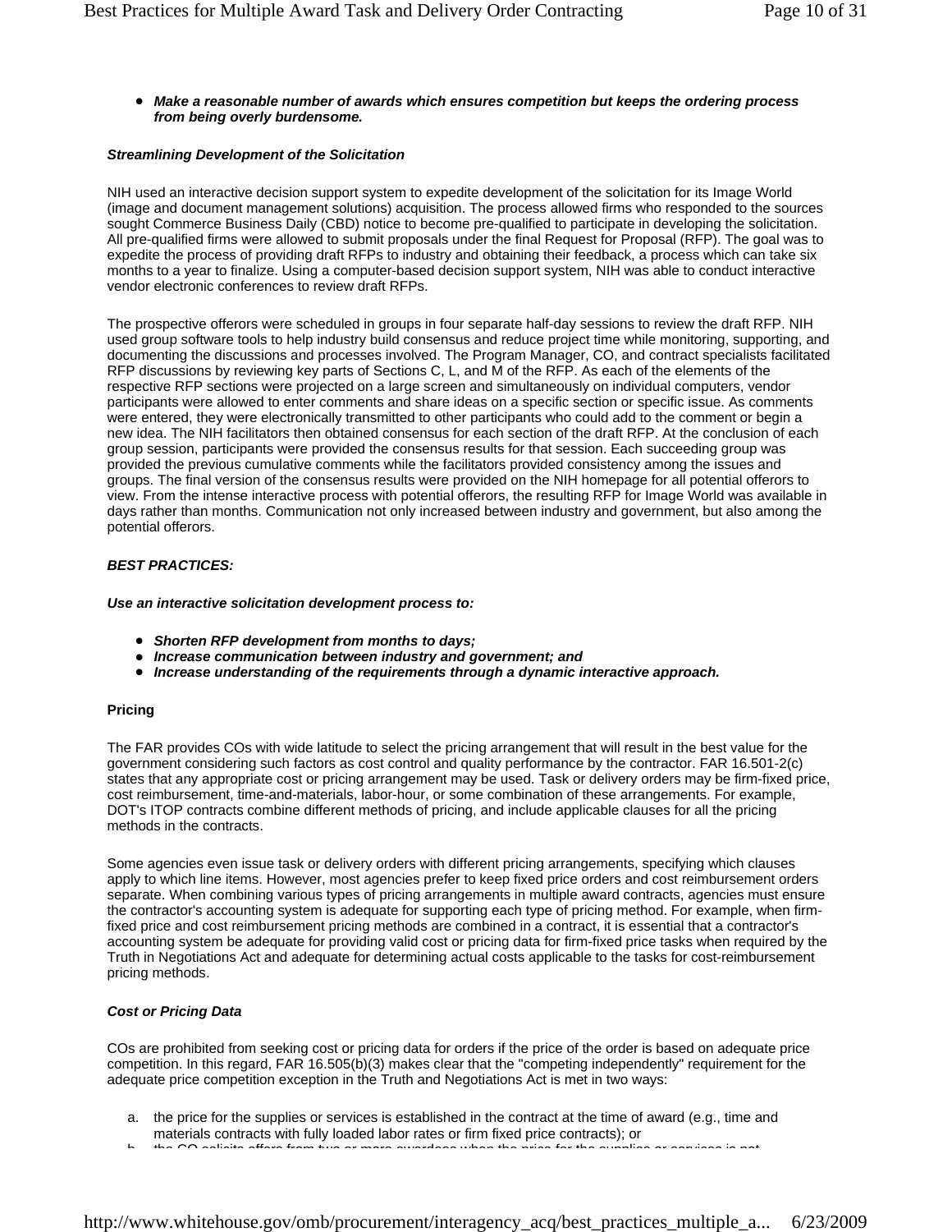- ***Make a reasonable number of awards which ensures competition but keeps the ordering process from being overly burdensome.***

***Streamlining Development of the Solicitation***

NIH used an interactive decision support system to expedite development of the solicitation for its Image World (image and document management solutions) acquisition. The process allowed firms who responded to the sources sought Commerce Business Daily (CBD) notice to become pre-qualified to participate in developing the solicitation. All pre-qualified firms were allowed to submit proposals under the final Request for Proposal (RFP). The goal was to expedite the process of providing draft RFPs to industry and obtaining their feedback, a process which can take six months to a year to finalize. Using a computer-based decision support system, NIH was able to conduct interactive vendor electronic conferences to review draft RFPs.

The prospective offerors were scheduled in groups in four separate half-day sessions to review the draft RFP. NIH used group software tools to help industry build consensus and reduce project time while monitoring, supporting, and documenting the discussions and processes involved. The Program Manager, CO, and contract specialists facilitated RFP discussions by reviewing key parts of Sections C, L, and M of the RFP. As each of the elements of the respective RFP sections were projected on a large screen and simultaneously on individual computers, vendor participants were allowed to enter comments and share ideas on a specific section or specific issue. As comments were entered, they were electronically transmitted to other participants who could add to the comment or begin a new idea. The NIH facilitators then obtained consensus for each section of the draft RFP. At the conclusion of each group session, participants were provided the consensus results for that session. Each succeeding group was provided the previous cumulative comments while the facilitators provided consistency among the issues and groups. The final version of the consensus results were provided on the NIH homepage for all potential offerors to view. From the intense interactive process with potential offerors, the resulting RFP for Image World was available in days rather than months. Communication not only increased between industry and government, but also among the potential offerors.

***BEST PRACTICES:***

***Use an interactive solicitation development process to:***

- ***Shorten RFP development from months to days;***
- ***Increase communication between industry and government; and***
- ***Increase understanding of the requirements through a dynamic interactive approach.***

**Pricing**

The FAR provides COs with wide latitude to select the pricing arrangement that will result in the best value for the government considering such factors as cost control and quality performance by the contractor. FAR 16.501-2(c) states that any appropriate cost or pricing arrangement may be used. Task or delivery orders may be firm-fixed price, cost reimbursement, time-and-materials, labor-hour, or some combination of these arrangements. For example, DOT's ITOP contracts combine different methods of pricing, and include applicable clauses for all the pricing methods in the contracts.

Some agencies even issue task or delivery orders with different pricing arrangements, specifying which clauses apply to which line items. However, most agencies prefer to keep fixed price orders and cost reimbursement orders separate. When combining various types of pricing arrangements in multiple award contracts, agencies must ensure the contractor's accounting system is adequate for supporting each type of pricing method. For example, when firm-fixed price and cost reimbursement pricing methods are combined in a contract, it is essential that a contractor's accounting system be adequate for providing valid cost or pricing data for firm-fixed price tasks when required by the Truth in Negotiations Act and adequate for determining actual costs applicable to the tasks for cost-reimbursement pricing methods.

***Cost or Pricing Data***

COs are prohibited from seeking cost or pricing data for orders if the price of the order is based on adequate price competition. In this regard, FAR 16.505(b)(3) makes clear that the "competing independently" requirement for the adequate price competition exception in the Truth and Negotiations Act is met in two ways:

a. the price for the supplies or services is established in the contract at the time of award (e.g., time and materials contracts with fully loaded labor rates or firm fixed price contracts); or
b. the CO solicits offers from two or more awardees when the price for the supplies or services is not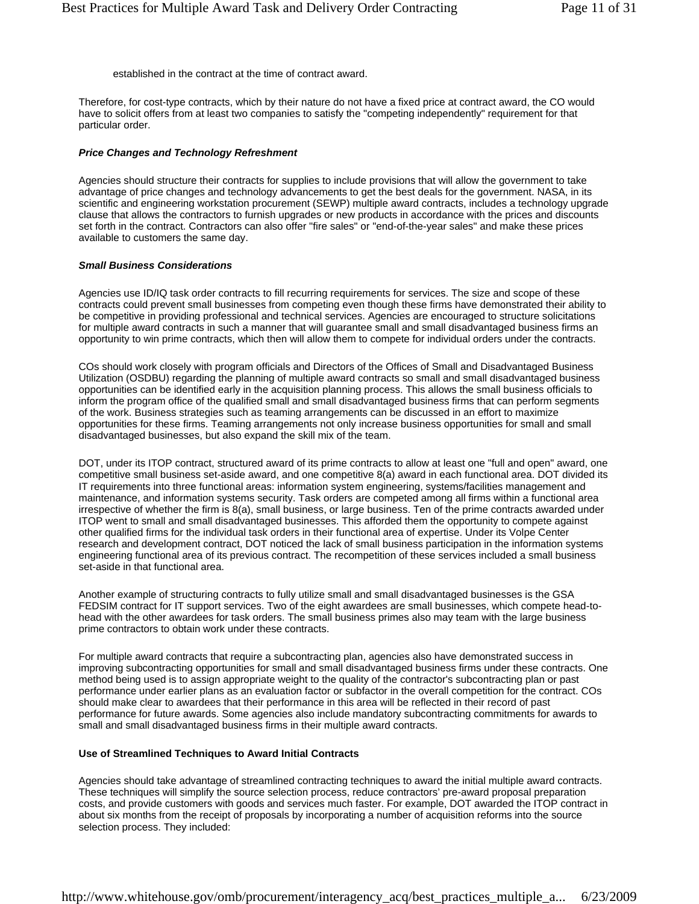established in the contract at the time of contract award.

Therefore, for cost-type contracts, which by their nature do not have a fixed price at contract award, the CO would have to solicit offers from at least two companies to satisfy the "competing independently" requirement for that particular order.

***Price Changes and Technology Refreshment***

Agencies should structure their contracts for supplies to include provisions that will allow the government to take advantage of price changes and technology advancements to get the best deals for the government. NASA, in its scientific and engineering workstation procurement (SEWP) multiple award contracts, includes a technology upgrade clause that allows the contractors to furnish upgrades or new products in accordance with the prices and discounts set forth in the contract. Contractors can also offer "fire sales" or "end-of-the-year sales" and make these prices available to customers the same day.

***Small Business Considerations***

Agencies use ID/IQ task order contracts to fill recurring requirements for services. The size and scope of these contracts could prevent small businesses from competing even though these firms have demonstrated their ability to be competitive in providing professional and technical services. Agencies are encouraged to structure solicitations for multiple award contracts in such a manner that will guarantee small and small disadvantaged business firms an opportunity to win prime contracts, which then will allow them to compete for individual orders under the contracts.

COs should work closely with program officials and Directors of the Offices of Small and Disadvantaged Business Utilization (OSDBU) regarding the planning of multiple award contracts so small and small disadvantaged business opportunities can be identified early in the acquisition planning process. This allows the small business officials to inform the program office of the qualified small and small disadvantaged business firms that can perform segments of the work. Business strategies such as teaming arrangements can be discussed in an effort to maximize opportunities for these firms. Teaming arrangements not only increase business opportunities for small and small disadvantaged businesses, but also expand the skill mix of the team.

DOT, under its ITOP contract, structured award of its prime contracts to allow at least one "full and open" award, one competitive small business set-aside award, and one competitive 8(a) award in each functional area. DOT divided its IT requirements into three functional areas: information system engineering, systems/facilities management and maintenance, and information systems security. Task orders are competed among all firms within a functional area irrespective of whether the firm is 8(a), small business, or large business. Ten of the prime contracts awarded under ITOP went to small and small disadvantaged businesses. This afforded them the opportunity to compete against other qualified firms for the individual task orders in their functional area of expertise. Under its Volpe Center research and development contract, DOT noticed the lack of small business participation in the information systems engineering functional area of its previous contract. The recompetition of these services included a small business set-aside in that functional area.

Another example of structuring contracts to fully utilize small and small disadvantaged businesses is the GSA FEDSIM contract for IT support services. Two of the eight awardees are small businesses, which compete head-to-head with the other awardees for task orders. The small business primes also may team with the large business prime contractors to obtain work under these contracts.

For multiple award contracts that require a subcontracting plan, agencies also have demonstrated success in improving subcontracting opportunities for small and small disadvantaged business firms under these contracts. One method being used is to assign appropriate weight to the quality of the contractor's subcontracting plan or past performance under earlier plans as an evaluation factor or subfactor in the overall competition for the contract. COs should make clear to awardees that their performance in this area will be reflected in their record of past performance for future awards. Some agencies also include mandatory subcontracting commitments for awards to small and small disadvantaged business firms in their multiple award contracts.

**Use of Streamlined Techniques to Award Initial Contracts**

Agencies should take advantage of streamlined contracting techniques to award the initial multiple award contracts. These techniques will simplify the source selection process, reduce contractors' pre-award proposal preparation costs, and provide customers with goods and services much faster. For example, DOT awarded the ITOP contract in about six months from the receipt of proposals by incorporating a number of acquisition reforms into the source selection process. They included: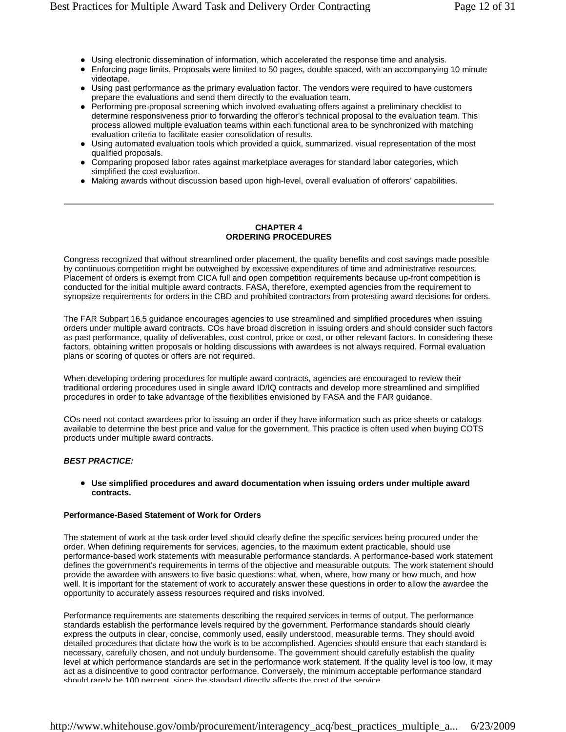- Using electronic dissemination of information, which accelerated the response time and analysis.
- Enforcing page limits. Proposals were limited to 50 pages, double spaced, with an accompanying 10 minute videotape.
- Using past performance as the primary evaluation factor. The vendors were required to have customers prepare the evaluations and send them directly to the evaluation team.
- Performing pre-proposal screening which involved evaluating offers against a preliminary checklist to determine responsiveness prior to forwarding the offeror's technical proposal to the evaluation team. This process allowed multiple evaluation teams within each functional area to be synchronized with matching evaluation criteria to facilitate easier consolidation of results.
- Using automated evaluation tools which provided a quick, summarized, visual representation of the most qualified proposals.
- Comparing proposed labor rates against marketplace averages for standard labor categories, which simplified the cost evaluation.
- Making awards without discussion based upon high-level, overall evaluation of offerors' capabilities.

---

## CHAPTER 4
## ORDERING PROCEDURES

Congress recognized that without streamlined order placement, the quality benefits and cost savings made possible by continuous competition might be outweighed by excessive expenditures of time and administrative resources. Placement of orders is exempt from CICA full and open competition requirements because up-front competition is conducted for the initial multiple award contracts. FASA, therefore, exempted agencies from the requirement to synopsize requirements for orders in the CBD and prohibited contractors from protesting award decisions for orders.

The FAR Subpart 16.5 guidance encourages agencies to use streamlined and simplified procedures when issuing orders under multiple award contracts. COs have broad discretion in issuing orders and should consider such factors as past performance, quality of deliverables, cost control, price or cost, or other relevant factors. In considering these factors, obtaining written proposals or holding discussions with awardees is not always required. Formal evaluation plans or scoring of quotes or offers are not required.

When developing ordering procedures for multiple award contracts, agencies are encouraged to review their traditional ordering procedures used in single award ID/IQ contracts and develop more streamlined and simplified procedures in order to take advantage of the flexibilities envisioned by FASA and the FAR guidance.

COs need not contact awardees prior to issuing an order if they have information such as price sheets or catalogs available to determine the best price and value for the government. This practice is often used when buying COTS products under multiple award contracts.

***BEST PRACTICE:***

- **Use simplified procedures and award documentation when issuing orders under multiple award contracts.**

**Performance-Based Statement of Work for Orders**

The statement of work at the task order level should clearly define the specific services being procured under the order. When defining requirements for services, agencies, to the maximum extent practicable, should use performance-based work statements with measurable performance standards. A performance-based work statement defines the government's requirements in terms of the objective and measurable outputs. The work statement should provide the awardee with answers to five basic questions: what, when, where, how many or how much, and how well. It is important for the statement of work to accurately answer these questions in order to allow the awardee the opportunity to accurately assess resources required and risks involved.

Performance requirements are statements describing the required services in terms of output. The performance standards establish the performance levels required by the government. Performance standards should clearly express the outputs in clear, concise, commonly used, easily understood, measurable terms. They should avoid detailed procedures that dictate how the work is to be accomplished. Agencies should ensure that each standard is necessary, carefully chosen, and not unduly burdensome. The government should carefully establish the quality level at which performance standards are set in the performance work statement. If the quality level is too low, it may act as a disincentive to good contractor performance. Conversely, the minimum acceptable performance standard should rarely be 100 percent, since the standard directly affects the cost of the service.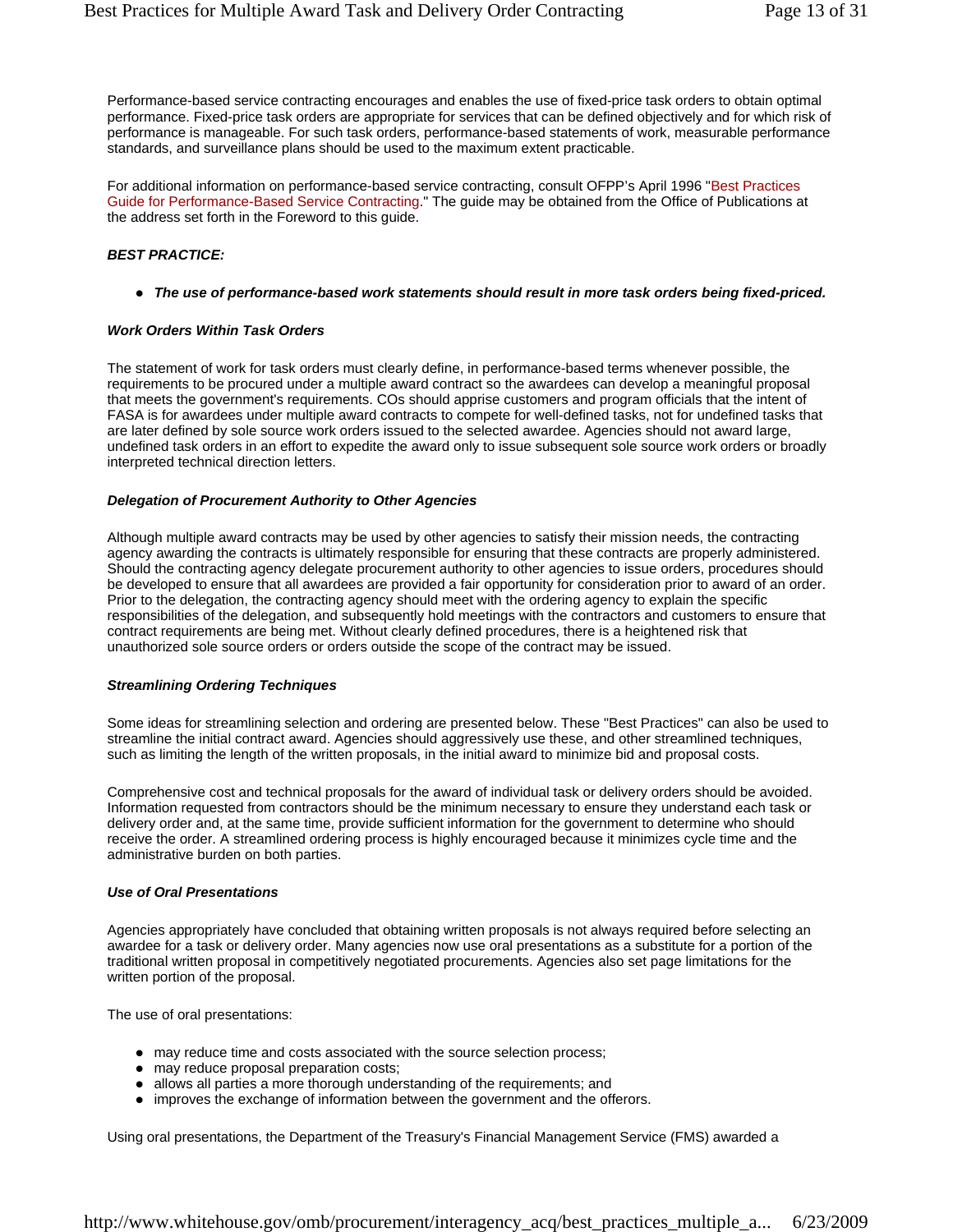Performance-based service contracting encourages and enables the use of fixed-price task orders to obtain optimal performance. Fixed-price task orders are appropriate for services that can be defined objectively and for which risk of performance is manageable. For such task orders, performance-based statements of work, measurable performance standards, and surveillance plans should be used to the maximum extent practicable.

For additional information on performance-based service contracting, consult OFPP's April 1996 "Best Practices Guide for Performance-Based Service Contracting." The guide may be obtained from the Office of Publications at the address set forth in the Foreword to this guide.

***BEST PRACTICE:***

- ***The use of performance-based work statements should result in more task orders being fixed-priced.***

***Work Orders Within Task Orders***

The statement of work for task orders must clearly define, in performance-based terms whenever possible, the requirements to be procured under a multiple award contract so the awardees can develop a meaningful proposal that meets the government's requirements. COs should apprise customers and program officials that the intent of FASA is for awardees under multiple award contracts to compete for well-defined tasks, not for undefined tasks that are later defined by sole source work orders issued to the selected awardee. Agencies should not award large, undefined task orders in an effort to expedite the award only to issue subsequent sole source work orders or broadly interpreted technical direction letters.

***Delegation of Procurement Authority to Other Agencies***

Although multiple award contracts may be used by other agencies to satisfy their mission needs, the contracting agency awarding the contracts is ultimately responsible for ensuring that these contracts are properly administered. Should the contracting agency delegate procurement authority to other agencies to issue orders, procedures should be developed to ensure that all awardees are provided a fair opportunity for consideration prior to award of an order. Prior to the delegation, the contracting agency should meet with the ordering agency to explain the specific responsibilities of the delegation, and subsequently hold meetings with the contractors and customers to ensure that contract requirements are being met. Without clearly defined procedures, there is a heightened risk that unauthorized sole source orders or orders outside the scope of the contract may be issued.

***Streamlining Ordering Techniques***

Some ideas for streamlining selection and ordering are presented below. These "Best Practices" can also be used to streamline the initial contract award. Agencies should aggressively use these, and other streamlined techniques, such as limiting the length of the written proposals, in the initial award to minimize bid and proposal costs.

Comprehensive cost and technical proposals for the award of individual task or delivery orders should be avoided. Information requested from contractors should be the minimum necessary to ensure they understand each task or delivery order and, at the same time, provide sufficient information for the government to determine who should receive the order. A streamlined ordering process is highly encouraged because it minimizes cycle time and the administrative burden on both parties.

***Use of Oral Presentations***

Agencies appropriately have concluded that obtaining written proposals is not always required before selecting an awardee for a task or delivery order. Many agencies now use oral presentations as a substitute for a portion of the traditional written proposal in competitively negotiated procurements. Agencies also set page limitations for the written portion of the proposal.

The use of oral presentations:

- may reduce time and costs associated with the source selection process;
- may reduce proposal preparation costs;
- allows all parties a more thorough understanding of the requirements; and
- improves the exchange of information between the government and the offerors.

Using oral presentations, the Department of the Treasury's Financial Management Service (FMS) awarded a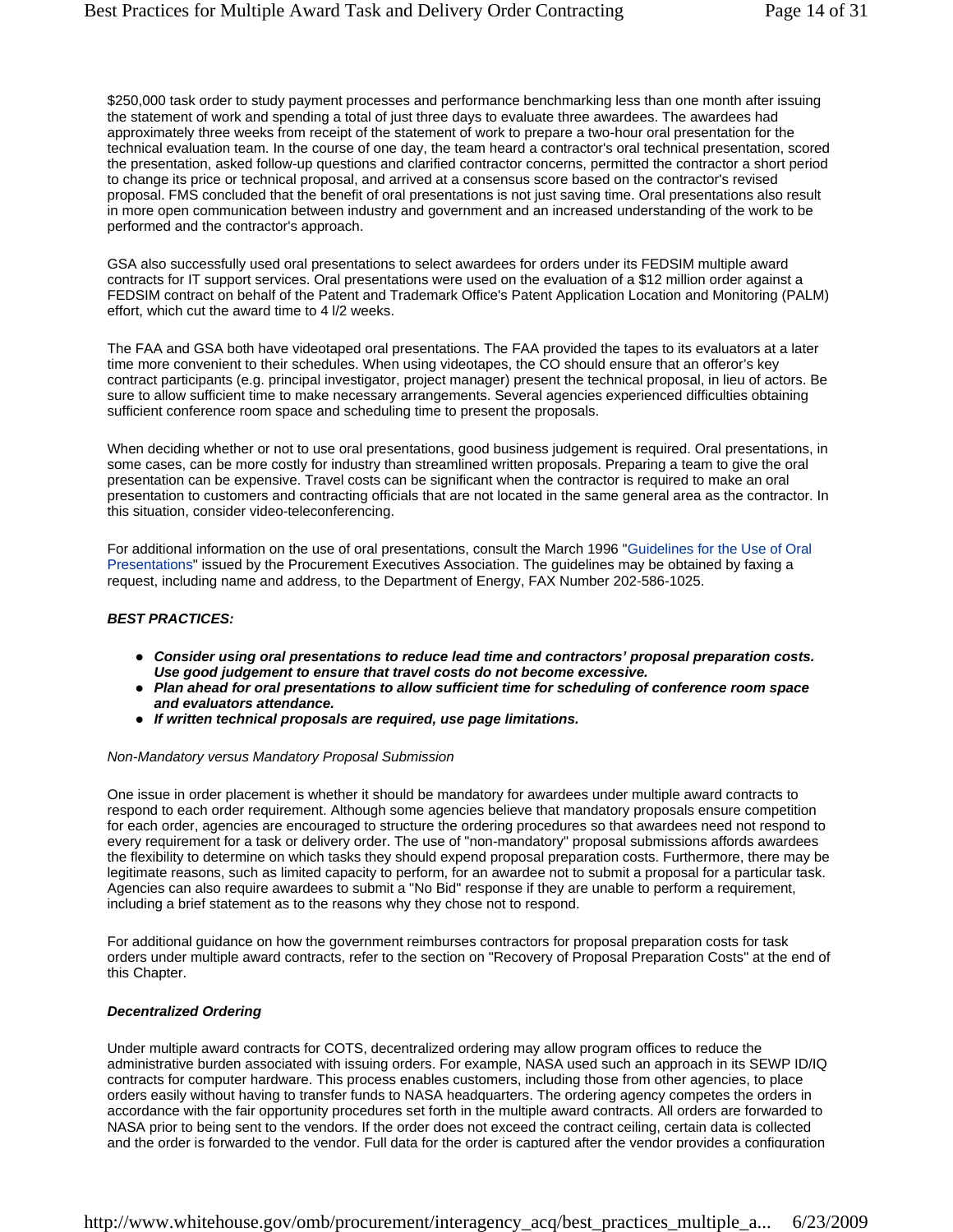$250,000 task order to study payment processes and performance benchmarking less than one month after issuing the statement of work and spending a total of just three days to evaluate three awardees. The awardees had approximately three weeks from receipt of the statement of work to prepare a two-hour oral presentation for the technical evaluation team. In the course of one day, the team heard a contractor's oral technical presentation, scored the presentation, asked follow-up questions and clarified contractor concerns, permitted the contractor a short period to change its price or technical proposal, and arrived at a consensus score based on the contractor's revised proposal. FMS concluded that the benefit of oral presentations is not just saving time. Oral presentations also result in more open communication between industry and government and an increased understanding of the work to be performed and the contractor's approach.

GSA also successfully used oral presentations to select awardees for orders under its FEDSIM multiple award contracts for IT support services. Oral presentations were used on the evaluation of a $12 million order against a FEDSIM contract on behalf of the Patent and Trademark Office's Patent Application Location and Monitoring (PALM) effort, which cut the award time to 4 l/2 weeks.

The FAA and GSA both have videotaped oral presentations. The FAA provided the tapes to its evaluators at a later time more convenient to their schedules. When using videotapes, the CO should ensure that an offeror's key contract participants (e.g. principal investigator, project manager) present the technical proposal, in lieu of actors. Be sure to allow sufficient time to make necessary arrangements. Several agencies experienced difficulties obtaining sufficient conference room space and scheduling time to present the proposals.

When deciding whether or not to use oral presentations, good business judgement is required. Oral presentations, in some cases, can be more costly for industry than streamlined written proposals. Preparing a team to give the oral presentation can be expensive. Travel costs can be significant when the contractor is required to make an oral presentation to customers and contracting officials that are not located in the same general area as the contractor. In this situation, consider video-teleconferencing.

For additional information on the use of oral presentations, consult the March 1996 "Guidelines for the Use of Oral Presentations" issued by the Procurement Executives Association. The guidelines may be obtained by faxing a request, including name and address, to the Department of Energy, FAX Number 202-586-1025.

***BEST PRACTICES:***

- ***Consider using oral presentations to reduce lead time and contractors' proposal preparation costs. Use good judgement to ensure that travel costs do not become excessive.***
- ***Plan ahead for oral presentations to allow sufficient time for scheduling of conference room space and evaluators attendance.***
- ***If written technical proposals are required, use page limitations.***

*Non-Mandatory versus Mandatory Proposal Submission*

One issue in order placement is whether it should be mandatory for awardees under multiple award contracts to respond to each order requirement. Although some agencies believe that mandatory proposals ensure competition for each order, agencies are encouraged to structure the ordering procedures so that awardees need not respond to every requirement for a task or delivery order. The use of "non-mandatory" proposal submissions affords awardees the flexibility to determine on which tasks they should expend proposal preparation costs. Furthermore, there may be legitimate reasons, such as limited capacity to perform, for an awardee not to submit a proposal for a particular task. Agencies can also require awardees to submit a "No Bid" response if they are unable to perform a requirement, including a brief statement as to the reasons why they chose not to respond.

For additional guidance on how the government reimburses contractors for proposal preparation costs for task orders under multiple award contracts, refer to the section on "Recovery of Proposal Preparation Costs" at the end of this Chapter.

***Decentralized Ordering***

Under multiple award contracts for COTS, decentralized ordering may allow program offices to reduce the administrative burden associated with issuing orders. For example, NASA used such an approach in its SEWP ID/IQ contracts for computer hardware. This process enables customers, including those from other agencies, to place orders easily without having to transfer funds to NASA headquarters. The ordering agency competes the orders in accordance with the fair opportunity procedures set forth in the multiple award contracts. All orders are forwarded to NASA prior to being sent to the vendors. If the order does not exceed the contract ceiling, certain data is collected and the order is forwarded to the vendor. Full data for the order is captured after the vendor provides a configuration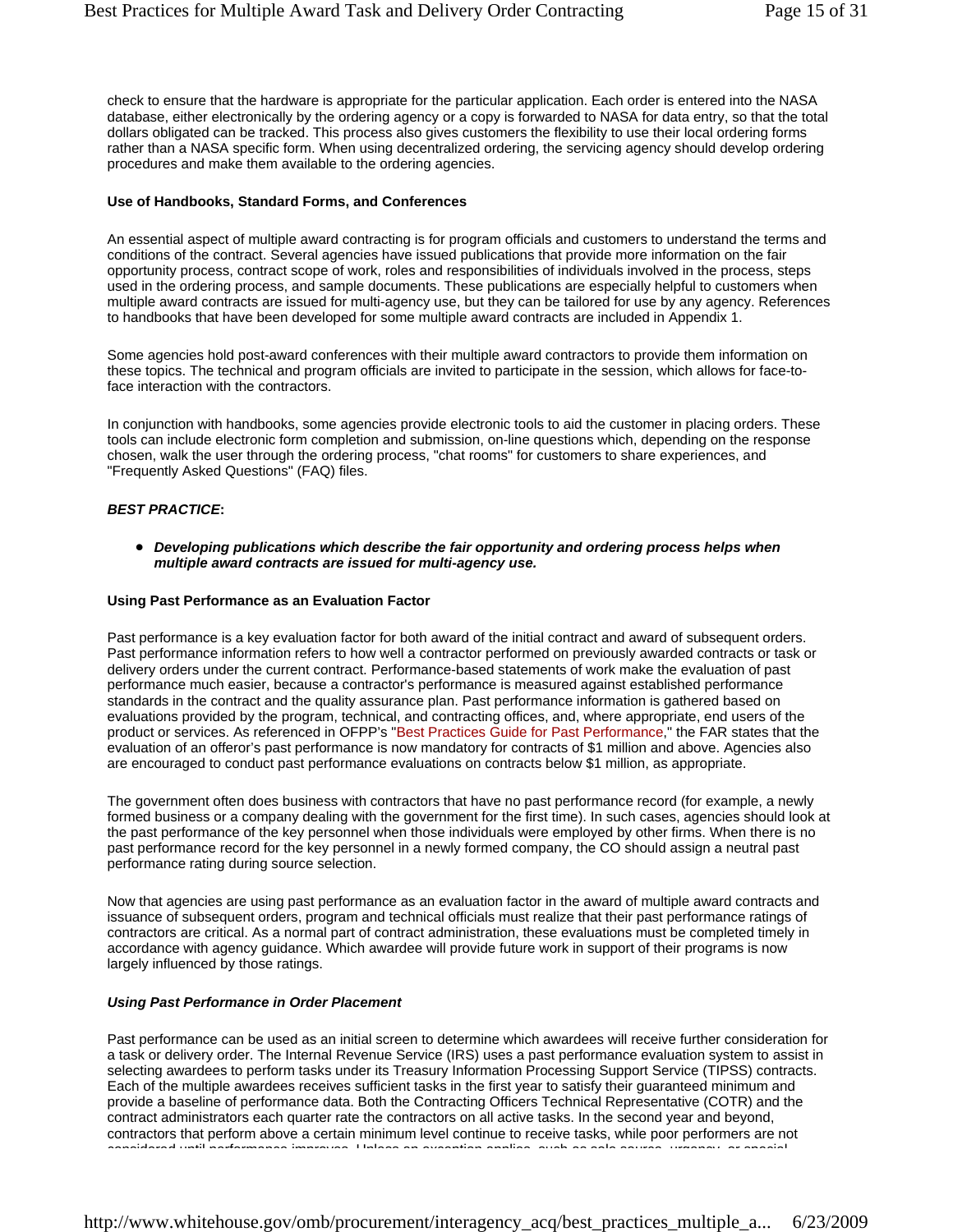check to ensure that the hardware is appropriate for the particular application. Each order is entered into the NASA database, either electronically by the ordering agency or a copy is forwarded to NASA for data entry, so that the total dollars obligated can be tracked. This process also gives customers the flexibility to use their local ordering forms rather than a NASA specific form. When using decentralized ordering, the servicing agency should develop ordering procedures and make them available to the ordering agencies.

**Use of Handbooks, Standard Forms, and Conferences**

An essential aspect of multiple award contracting is for program officials and customers to understand the terms and conditions of the contract. Several agencies have issued publications that provide more information on the fair opportunity process, contract scope of work, roles and responsibilities of individuals involved in the process, steps used in the ordering process, and sample documents. These publications are especially helpful to customers when multiple award contracts are issued for multi-agency use, but they can be tailored for use by any agency. References to handbooks that have been developed for some multiple award contracts are included in Appendix 1.

Some agencies hold post-award conferences with their multiple award contractors to provide them information on these topics. The technical and program officials are invited to participate in the session, which allows for face-to-face interaction with the contractors.

In conjunction with handbooks, some agencies provide electronic tools to aid the customer in placing orders. These tools can include electronic form completion and submission, on-line questions which, depending on the response chosen, walk the user through the ordering process, "chat rooms" for customers to share experiences, and "Frequently Asked Questions" (FAQ) files.

***BEST PRACTICE*:**

- ***Developing publications which describe the fair opportunity and ordering process helps when multiple award contracts are issued for multi-agency use.***

**Using Past Performance as an Evaluation Factor**

Past performance is a key evaluation factor for both award of the initial contract and award of subsequent orders. Past performance information refers to how well a contractor performed on previously awarded contracts or task or delivery orders under the current contract. Performance-based statements of work make the evaluation of past performance much easier, because a contractor's performance is measured against established performance standards in the contract and the quality assurance plan. Past performance information is gathered based on evaluations provided by the program, technical, and contracting offices, and, where appropriate, end users of the product or services. As referenced in OFPP's "Best Practices Guide for Past Performance," the FAR states that the evaluation of an offeror's past performance is now mandatory for contracts of $1 million and above. Agencies also are encouraged to conduct past performance evaluations on contracts below $1 million, as appropriate.

The government often does business with contractors that have no past performance record (for example, a newly formed business or a company dealing with the government for the first time). In such cases, agencies should look at the past performance of the key personnel when those individuals were employed by other firms. When there is no past performance record for the key personnel in a newly formed company, the CO should assign a neutral past performance rating during source selection.

Now that agencies are using past performance as an evaluation factor in the award of multiple award contracts and issuance of subsequent orders, program and technical officials must realize that their past performance ratings of contractors are critical. As a normal part of contract administration, these evaluations must be completed timely in accordance with agency guidance. Which awardee will provide future work in support of their programs is now largely influenced by those ratings.

***Using Past Performance in Order Placement***

Past performance can be used as an initial screen to determine which awardees will receive further consideration for a task or delivery order. The Internal Revenue Service (IRS) uses a past performance evaluation system to assist in selecting awardees to perform tasks under its Treasury Information Processing Support Service (TIPSS) contracts. Each of the multiple awardees receives sufficient tasks in the first year to satisfy their guaranteed minimum and provide a baseline of performance data. Both the Contracting Officers Technical Representative (COTR) and the contract administrators each quarter rate the contractors on all active tasks. In the second year and beyond, contractors that perform above a certain minimum level continue to receive tasks, while poor performers are not considered until performance improves. Unless an exception applies, such as sole source, urgency, or special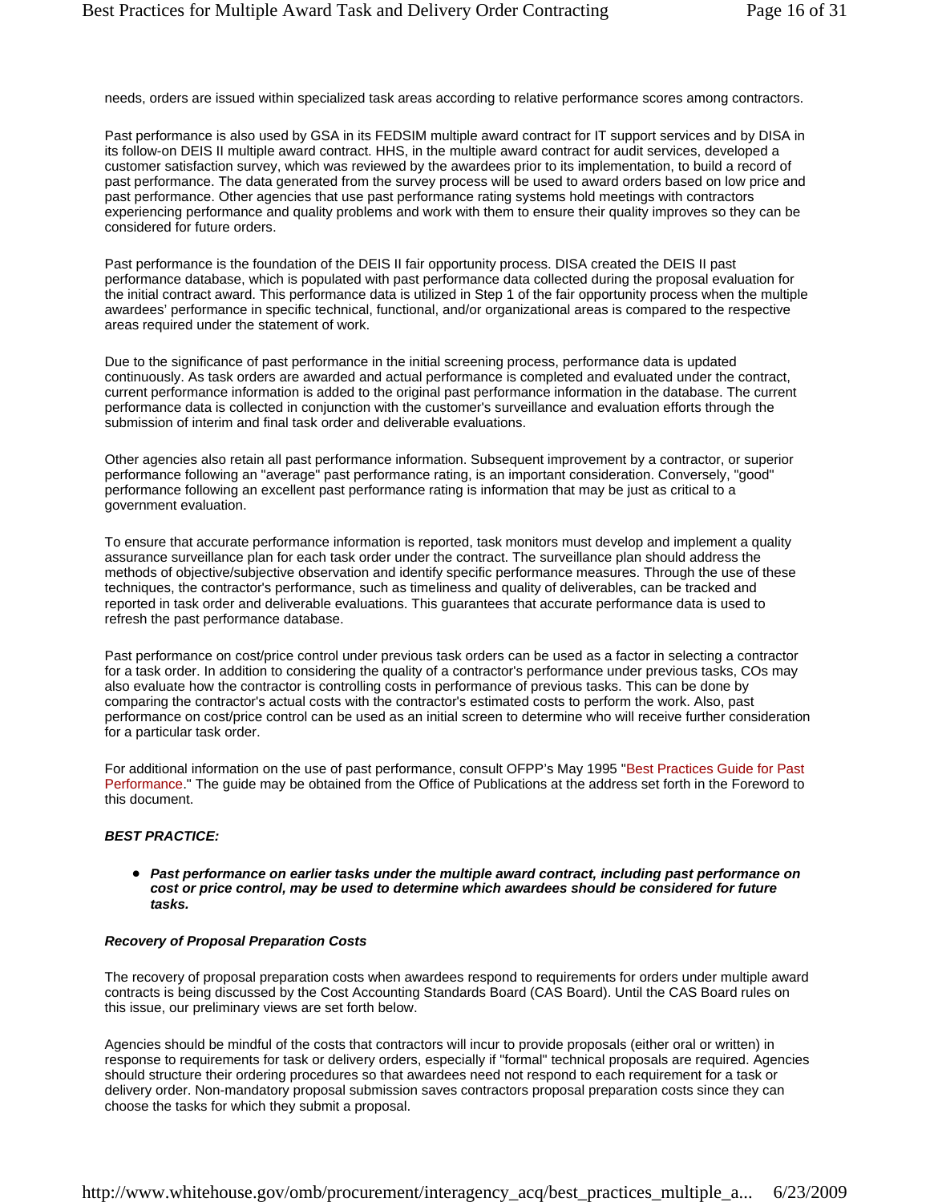needs, orders are issued within specialized task areas according to relative performance scores among contractors.

Past performance is also used by GSA in its FEDSIM multiple award contract for IT support services and by DISA in its follow-on DEIS II multiple award contract. HHS, in the multiple award contract for audit services, developed a customer satisfaction survey, which was reviewed by the awardees prior to its implementation, to build a record of past performance. The data generated from the survey process will be used to award orders based on low price and past performance. Other agencies that use past performance rating systems hold meetings with contractors experiencing performance and quality problems and work with them to ensure their quality improves so they can be considered for future orders.

Past performance is the foundation of the DEIS II fair opportunity process. DISA created the DEIS II past performance database, which is populated with past performance data collected during the proposal evaluation for the initial contract award. This performance data is utilized in Step 1 of the fair opportunity process when the multiple awardees' performance in specific technical, functional, and/or organizational areas is compared to the respective areas required under the statement of work.

Due to the significance of past performance in the initial screening process, performance data is updated continuously. As task orders are awarded and actual performance is completed and evaluated under the contract, current performance information is added to the original past performance information in the database. The current performance data is collected in conjunction with the customer's surveillance and evaluation efforts through the submission of interim and final task order and deliverable evaluations.

Other agencies also retain all past performance information. Subsequent improvement by a contractor, or superior performance following an "average" past performance rating, is an important consideration. Conversely, "good" performance following an excellent past performance rating is information that may be just as critical to a government evaluation.

To ensure that accurate performance information is reported, task monitors must develop and implement a quality assurance surveillance plan for each task order under the contract. The surveillance plan should address the methods of objective/subjective observation and identify specific performance measures. Through the use of these techniques, the contractor's performance, such as timeliness and quality of deliverables, can be tracked and reported in task order and deliverable evaluations. This guarantees that accurate performance data is used to refresh the past performance database.

Past performance on cost/price control under previous task orders can be used as a factor in selecting a contractor for a task order. In addition to considering the quality of a contractor's performance under previous tasks, COs may also evaluate how the contractor is controlling costs in performance of previous tasks. This can be done by comparing the contractor's actual costs with the contractor's estimated costs to perform the work. Also, past performance on cost/price control can be used as an initial screen to determine who will receive further consideration for a particular task order.

For additional information on the use of past performance, consult OFPP's May 1995 "Best Practices Guide for Past Performance." The guide may be obtained from the Office of Publications at the address set forth in the Foreword to this document.

***BEST PRACTICE:***

- ***Past performance on earlier tasks under the multiple award contract, including past performance on cost or price control, may be used to determine which awardees should be considered for future tasks.***

***Recovery of Proposal Preparation Costs***

The recovery of proposal preparation costs when awardees respond to requirements for orders under multiple award contracts is being discussed by the Cost Accounting Standards Board (CAS Board). Until the CAS Board rules on this issue, our preliminary views are set forth below.

Agencies should be mindful of the costs that contractors will incur to provide proposals (either oral or written) in response to requirements for task or delivery orders, especially if "formal" technical proposals are required. Agencies should structure their ordering procedures so that awardees need not respond to each requirement for a task or delivery order. Non-mandatory proposal submission saves contractors proposal preparation costs since they can choose the tasks for which they submit a proposal.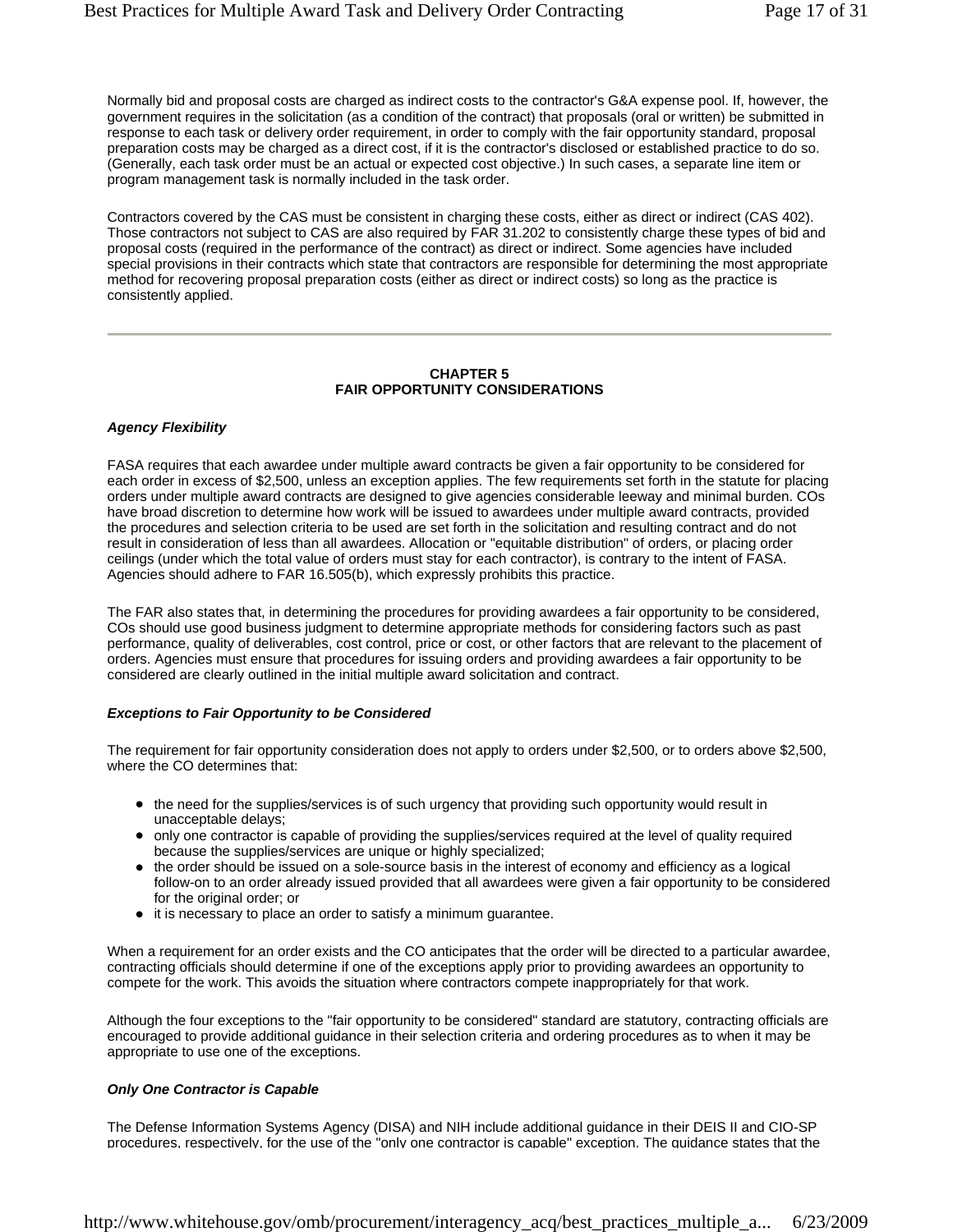Normally bid and proposal costs are charged as indirect costs to the contractor's G&A expense pool. If, however, the government requires in the solicitation (as a condition of the contract) that proposals (oral or written) be submitted in response to each task or delivery order requirement, in order to comply with the fair opportunity standard, proposal preparation costs may be charged as a direct cost, if it is the contractor's disclosed or established practice to do so. (Generally, each task order must be an actual or expected cost objective.) In such cases, a separate line item or program management task is normally included in the task order.

Contractors covered by the CAS must be consistent in charging these costs, either as direct or indirect (CAS 402). Those contractors not subject to CAS are also required by FAR 31.202 to consistently charge these types of bid and proposal costs (required in the performance of the contract) as direct or indirect. Some agencies have included special provisions in their contracts which state that contractors are responsible for determining the most appropriate method for recovering proposal preparation costs (either as direct or indirect costs) so long as the practice is consistently applied.

---

## CHAPTER 5
## FAIR OPPORTUNITY CONSIDERATIONS

### *Agency Flexibility*

FASA requires that each awardee under multiple award contracts be given a fair opportunity to be considered for each order in excess of $2,500, unless an exception applies. The few requirements set forth in the statute for placing orders under multiple award contracts are designed to give agencies considerable leeway and minimal burden. COs have broad discretion to determine how work will be issued to awardees under multiple award contracts, provided the procedures and selection criteria to be used are set forth in the solicitation and resulting contract and do not result in consideration of less than all awardees. Allocation or "equitable distribution" of orders, or placing order ceilings (under which the total value of orders must stay for each contractor), is contrary to the intent of FASA. Agencies should adhere to FAR 16.505(b), which expressly prohibits this practice.

The FAR also states that, in determining the procedures for providing awardees a fair opportunity to be considered, COs should use good business judgment to determine appropriate methods for considering factors such as past performance, quality of deliverables, cost control, price or cost, or other factors that are relevant to the placement of orders. Agencies must ensure that procedures for issuing orders and providing awardees a fair opportunity to be considered are clearly outlined in the initial multiple award solicitation and contract.

### *Exceptions to Fair Opportunity to be Considered*

The requirement for fair opportunity consideration does not apply to orders under $2,500, or to orders above $2,500, where the CO determines that:

- the need for the supplies/services is of such urgency that providing such opportunity would result in unacceptable delays;
- only one contractor is capable of providing the supplies/services required at the level of quality required because the supplies/services are unique or highly specialized;
- the order should be issued on a sole-source basis in the interest of economy and efficiency as a logical follow-on to an order already issued provided that all awardees were given a fair opportunity to be considered for the original order; or
- it is necessary to place an order to satisfy a minimum guarantee.

When a requirement for an order exists and the CO anticipates that the order will be directed to a particular awardee, contracting officials should determine if one of the exceptions apply prior to providing awardees an opportunity to compete for the work. This avoids the situation where contractors compete inappropriately for that work.

Although the four exceptions to the "fair opportunity to be considered" standard are statutory, contracting officials are encouraged to provide additional guidance in their selection criteria and ordering procedures as to when it may be appropriate to use one of the exceptions.

### *Only One Contractor is Capable*

The Defense Information Systems Agency (DISA) and NIH include additional guidance in their DEIS II and CIO-SP procedures, respectively, for the use of the "only one contractor is capable" exception. The guidance states that the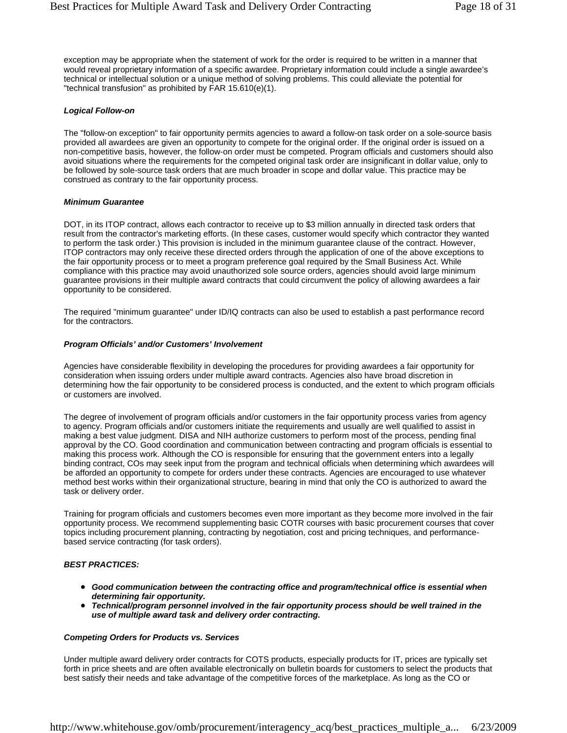exception may be appropriate when the statement of work for the order is required to be written in a manner that would reveal proprietary information of a specific awardee. Proprietary information could include a single awardee's technical or intellectual solution or a unique method of solving problems. This could alleviate the potential for "technical transfusion" as prohibited by FAR 15.610(e)(1).

***Logical Follow-on***

The "follow-on exception" to fair opportunity permits agencies to award a follow-on task order on a sole-source basis provided all awardees are given an opportunity to compete for the original order. If the original order is issued on a non-competitive basis, however, the follow-on order must be competed. Program officials and customers should also avoid situations where the requirements for the competed original task order are insignificant in dollar value, only to be followed by sole-source task orders that are much broader in scope and dollar value. This practice may be construed as contrary to the fair opportunity process.

***Minimum Guarantee***

DOT, in its ITOP contract, allows each contractor to receive up to $3 million annually in directed task orders that result from the contractor's marketing efforts. (In these cases, customer would specify which contractor they wanted to perform the task order.) This provision is included in the minimum guarantee clause of the contract. However, ITOP contractors may only receive these directed orders through the application of one of the above exceptions to the fair opportunity process or to meet a program preference goal required by the Small Business Act. While compliance with this practice may avoid unauthorized sole source orders, agencies should avoid large minimum guarantee provisions in their multiple award contracts that could circumvent the policy of allowing awardees a fair opportunity to be considered.

The required "minimum guarantee" under ID/IQ contracts can also be used to establish a past performance record for the contractors.

***Program Officials' and/or Customers' Involvement***

Agencies have considerable flexibility in developing the procedures for providing awardees a fair opportunity for consideration when issuing orders under multiple award contracts. Agencies also have broad discretion in determining how the fair opportunity to be considered process is conducted, and the extent to which program officials or customers are involved.

The degree of involvement of program officials and/or customers in the fair opportunity process varies from agency to agency. Program officials and/or customers initiate the requirements and usually are well qualified to assist in making a best value judgment. DISA and NIH authorize customers to perform most of the process, pending final approval by the CO. Good coordination and communication between contracting and program officials is essential to making this process work. Although the CO is responsible for ensuring that the government enters into a legally binding contract, COs may seek input from the program and technical officials when determining which awardees will be afforded an opportunity to compete for orders under these contracts. Agencies are encouraged to use whatever method best works within their organizational structure, bearing in mind that only the CO is authorized to award the task or delivery order.

Training for program officials and customers becomes even more important as they become more involved in the fair opportunity process. We recommend supplementing basic COTR courses with basic procurement courses that cover topics including procurement planning, contracting by negotiation, cost and pricing techniques, and performance-based service contracting (for task orders).

***BEST PRACTICES:***

- ***Good communication between the contracting office and program/technical office is essential when determining fair opportunity.***
- ***Technical/program personnel involved in the fair opportunity process should be well trained in the use of multiple award task and delivery order contracting.***

***Competing Orders for Products vs. Services***

Under multiple award delivery order contracts for COTS products, especially products for IT, prices are typically set forth in price sheets and are often available electronically on bulletin boards for customers to select the products that best satisfy their needs and take advantage of the competitive forces of the marketplace. As long as the CO or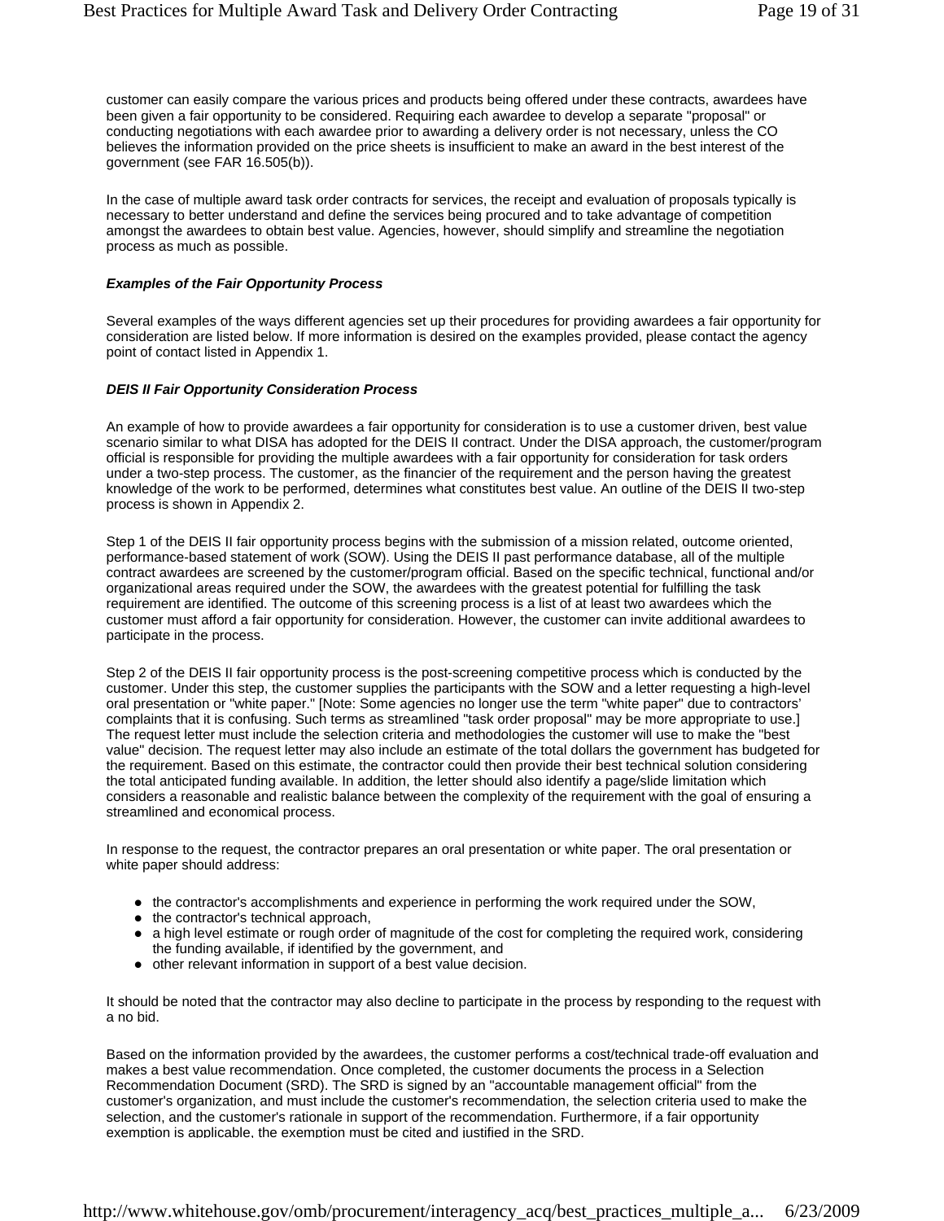customer can easily compare the various prices and products being offered under these contracts, awardees have been given a fair opportunity to be considered. Requiring each awardee to develop a separate "proposal" or conducting negotiations with each awardee prior to awarding a delivery order is not necessary, unless the CO believes the information provided on the price sheets is insufficient to make an award in the best interest of the government (see FAR 16.505(b)).

In the case of multiple award task order contracts for services, the receipt and evaluation of proposals typically is necessary to better understand and define the services being procured and to take advantage of competition amongst the awardees to obtain best value. Agencies, however, should simplify and streamline the negotiation process as much as possible.

***Examples of the Fair Opportunity Process***

Several examples of the ways different agencies set up their procedures for providing awardees a fair opportunity for consideration are listed below. If more information is desired on the examples provided, please contact the agency point of contact listed in Appendix 1.

***DEIS II Fair Opportunity Consideration Process***

An example of how to provide awardees a fair opportunity for consideration is to use a customer driven, best value scenario similar to what DISA has adopted for the DEIS II contract. Under the DISA approach, the customer/program official is responsible for providing the multiple awardees with a fair opportunity for consideration for task orders under a two-step process. The customer, as the financier of the requirement and the person having the greatest knowledge of the work to be performed, determines what constitutes best value. An outline of the DEIS II two-step process is shown in Appendix 2.

Step 1 of the DEIS II fair opportunity process begins with the submission of a mission related, outcome oriented, performance-based statement of work (SOW). Using the DEIS II past performance database, all of the multiple contract awardees are screened by the customer/program official. Based on the specific technical, functional and/or organizational areas required under the SOW, the awardees with the greatest potential for fulfilling the task requirement are identified. The outcome of this screening process is a list of at least two awardees which the customer must afford a fair opportunity for consideration. However, the customer can invite additional awardees to participate in the process.

Step 2 of the DEIS II fair opportunity process is the post-screening competitive process which is conducted by the customer. Under this step, the customer supplies the participants with the SOW and a letter requesting a high-level oral presentation or "white paper." [Note: Some agencies no longer use the term "white paper" due to contractors' complaints that it is confusing. Such terms as streamlined "task order proposal" may be more appropriate to use.] The request letter must include the selection criteria and methodologies the customer will use to make the "best value" decision. The request letter may also include an estimate of the total dollars the government has budgeted for the requirement. Based on this estimate, the contractor could then provide their best technical solution considering the total anticipated funding available. In addition, the letter should also identify a page/slide limitation which considers a reasonable and realistic balance between the complexity of the requirement with the goal of ensuring a streamlined and economical process.

In response to the request, the contractor prepares an oral presentation or white paper. The oral presentation or white paper should address:

- the contractor's accomplishments and experience in performing the work required under the SOW,
- the contractor's technical approach,
- a high level estimate or rough order of magnitude of the cost for completing the required work, considering the funding available, if identified by the government, and
- other relevant information in support of a best value decision.

It should be noted that the contractor may also decline to participate in the process by responding to the request with a no bid.

Based on the information provided by the awardees, the customer performs a cost/technical trade-off evaluation and makes a best value recommendation. Once completed, the customer documents the process in a Selection Recommendation Document (SRD). The SRD is signed by an "accountable management official" from the customer's organization, and must include the customer's recommendation, the selection criteria used to make the selection, and the customer's rationale in support of the recommendation. Furthermore, if a fair opportunity exemption is applicable, the exemption must be cited and justified in the SRD.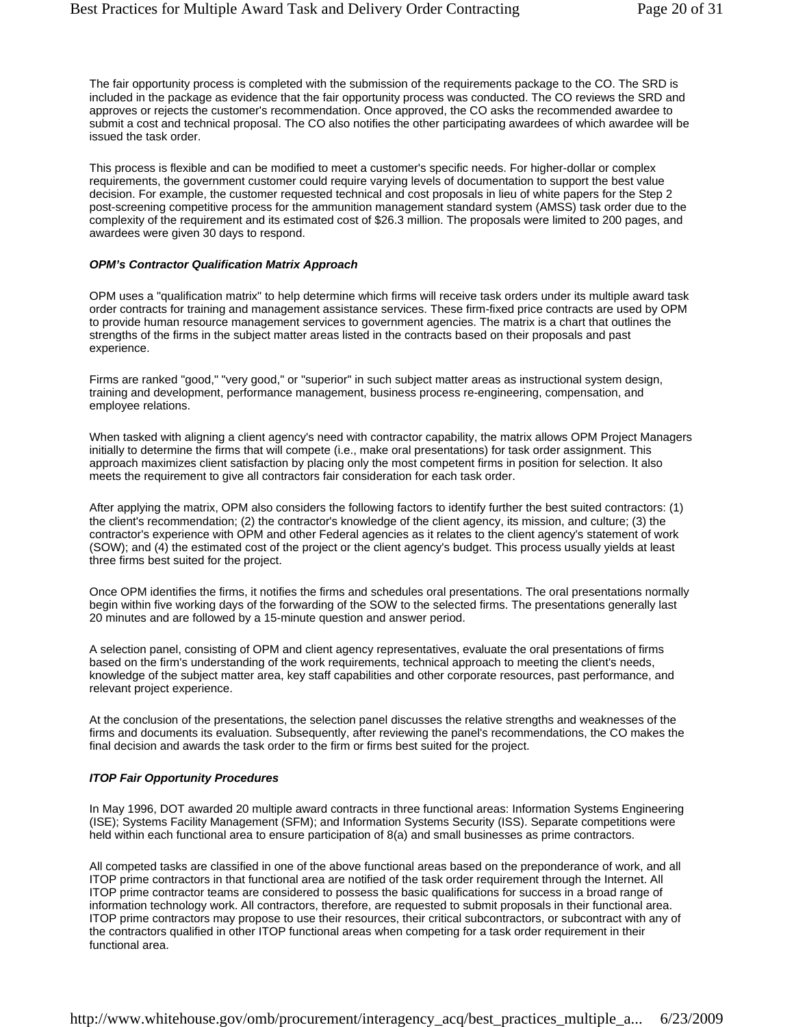The fair opportunity process is completed with the submission of the requirements package to the CO. The SRD is included in the package as evidence that the fair opportunity process was conducted. The CO reviews the SRD and approves or rejects the customer's recommendation. Once approved, the CO asks the recommended awardee to submit a cost and technical proposal. The CO also notifies the other participating awardees of which awardee will be issued the task order.

This process is flexible and can be modified to meet a customer's specific needs. For higher-dollar or complex requirements, the government customer could require varying levels of documentation to support the best value decision. For example, the customer requested technical and cost proposals in lieu of white papers for the Step 2 post-screening competitive process for the ammunition management standard system (AMSS) task order due to the complexity of the requirement and its estimated cost of $26.3 million. The proposals were limited to 200 pages, and awardees were given 30 days to respond.

***OPM's Contractor Qualification Matrix Approach***

OPM uses a "qualification matrix" to help determine which firms will receive task orders under its multiple award task order contracts for training and management assistance services. These firm-fixed price contracts are used by OPM to provide human resource management services to government agencies. The matrix is a chart that outlines the strengths of the firms in the subject matter areas listed in the contracts based on their proposals and past experience.

Firms are ranked "good," "very good," or "superior" in such subject matter areas as instructional system design, training and development, performance management, business process re-engineering, compensation, and employee relations.

When tasked with aligning a client agency's need with contractor capability, the matrix allows OPM Project Managers initially to determine the firms that will compete (i.e., make oral presentations) for task order assignment. This approach maximizes client satisfaction by placing only the most competent firms in position for selection. It also meets the requirement to give all contractors fair consideration for each task order.

After applying the matrix, OPM also considers the following factors to identify further the best suited contractors: (1) the client's recommendation; (2) the contractor's knowledge of the client agency, its mission, and culture; (3) the contractor's experience with OPM and other Federal agencies as it relates to the client agency's statement of work (SOW); and (4) the estimated cost of the project or the client agency's budget. This process usually yields at least three firms best suited for the project.

Once OPM identifies the firms, it notifies the firms and schedules oral presentations. The oral presentations normally begin within five working days of the forwarding of the SOW to the selected firms. The presentations generally last 20 minutes and are followed by a 15-minute question and answer period.

A selection panel, consisting of OPM and client agency representatives, evaluate the oral presentations of firms based on the firm's understanding of the work requirements, technical approach to meeting the client's needs, knowledge of the subject matter area, key staff capabilities and other corporate resources, past performance, and relevant project experience.

At the conclusion of the presentations, the selection panel discusses the relative strengths and weaknesses of the firms and documents its evaluation. Subsequently, after reviewing the panel's recommendations, the CO makes the final decision and awards the task order to the firm or firms best suited for the project.

***ITOP Fair Opportunity Procedures***

In May 1996, DOT awarded 20 multiple award contracts in three functional areas: Information Systems Engineering (ISE); Systems Facility Management (SFM); and Information Systems Security (ISS). Separate competitions were held within each functional area to ensure participation of 8(a) and small businesses as prime contractors.

All competed tasks are classified in one of the above functional areas based on the preponderance of work, and all ITOP prime contractors in that functional area are notified of the task order requirement through the Internet. All ITOP prime contractor teams are considered to possess the basic qualifications for success in a broad range of information technology work. All contractors, therefore, are requested to submit proposals in their functional area. ITOP prime contractors may propose to use their resources, their critical subcontractors, or subcontract with any of the contractors qualified in other ITOP functional areas when competing for a task order requirement in their functional area.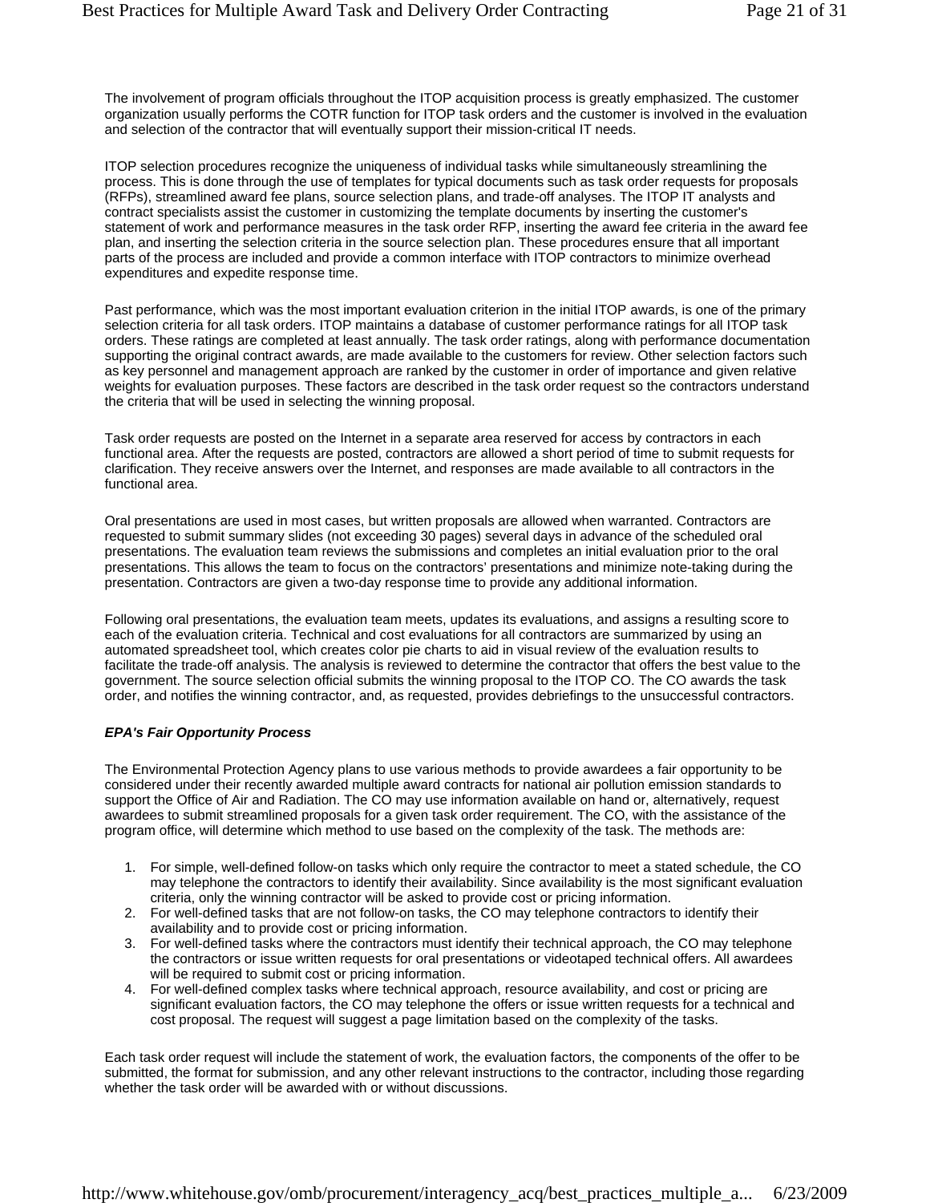The involvement of program officials throughout the ITOP acquisition process is greatly emphasized. The customer organization usually performs the COTR function for ITOP task orders and the customer is involved in the evaluation and selection of the contractor that will eventually support their mission-critical IT needs.

ITOP selection procedures recognize the uniqueness of individual tasks while simultaneously streamlining the process. This is done through the use of templates for typical documents such as task order requests for proposals (RFPs), streamlined award fee plans, source selection plans, and trade-off analyses. The ITOP IT analysts and contract specialists assist the customer in customizing the template documents by inserting the customer's statement of work and performance measures in the task order RFP, inserting the award fee criteria in the award fee plan, and inserting the selection criteria in the source selection plan. These procedures ensure that all important parts of the process are included and provide a common interface with ITOP contractors to minimize overhead expenditures and expedite response time.

Past performance, which was the most important evaluation criterion in the initial ITOP awards, is one of the primary selection criteria for all task orders. ITOP maintains a database of customer performance ratings for all ITOP task orders. These ratings are completed at least annually. The task order ratings, along with performance documentation supporting the original contract awards, are made available to the customers for review. Other selection factors such as key personnel and management approach are ranked by the customer in order of importance and given relative weights for evaluation purposes. These factors are described in the task order request so the contractors understand the criteria that will be used in selecting the winning proposal.

Task order requests are posted on the Internet in a separate area reserved for access by contractors in each functional area. After the requests are posted, contractors are allowed a short period of time to submit requests for clarification. They receive answers over the Internet, and responses are made available to all contractors in the functional area.

Oral presentations are used in most cases, but written proposals are allowed when warranted. Contractors are requested to submit summary slides (not exceeding 30 pages) several days in advance of the scheduled oral presentations. The evaluation team reviews the submissions and completes an initial evaluation prior to the oral presentations. This allows the team to focus on the contractors' presentations and minimize note-taking during the presentation. Contractors are given a two-day response time to provide any additional information.

Following oral presentations, the evaluation team meets, updates its evaluations, and assigns a resulting score to each of the evaluation criteria. Technical and cost evaluations for all contractors are summarized by using an automated spreadsheet tool, which creates color pie charts to aid in visual review of the evaluation results to facilitate the trade-off analysis. The analysis is reviewed to determine the contractor that offers the best value to the government. The source selection official submits the winning proposal to the ITOP CO. The CO awards the task order, and notifies the winning contractor, and, as requested, provides debriefings to the unsuccessful contractors.

***EPA's Fair Opportunity Process***

The Environmental Protection Agency plans to use various methods to provide awardees a fair opportunity to be considered under their recently awarded multiple award contracts for national air pollution emission standards to support the Office of Air and Radiation. The CO may use information available on hand or, alternatively, request awardees to submit streamlined proposals for a given task order requirement. The CO, with the assistance of the program office, will determine which method to use based on the complexity of the task. The methods are:

1. For simple, well-defined follow-on tasks which only require the contractor to meet a stated schedule, the CO may telephone the contractors to identify their availability. Since availability is the most significant evaluation criteria, only the winning contractor will be asked to provide cost or pricing information.
2. For well-defined tasks that are not follow-on tasks, the CO may telephone contractors to identify their availability and to provide cost or pricing information.
3. For well-defined tasks where the contractors must identify their technical approach, the CO may telephone the contractors or issue written requests for oral presentations or videotaped technical offers. All awardees will be required to submit cost or pricing information.
4. For well-defined complex tasks where technical approach, resource availability, and cost or pricing are significant evaluation factors, the CO may telephone the offers or issue written requests for a technical and cost proposal. The request will suggest a page limitation based on the complexity of the tasks.

Each task order request will include the statement of work, the evaluation factors, the components of the offer to be submitted, the format for submission, and any other relevant instructions to the contractor, including those regarding whether the task order will be awarded with or without discussions.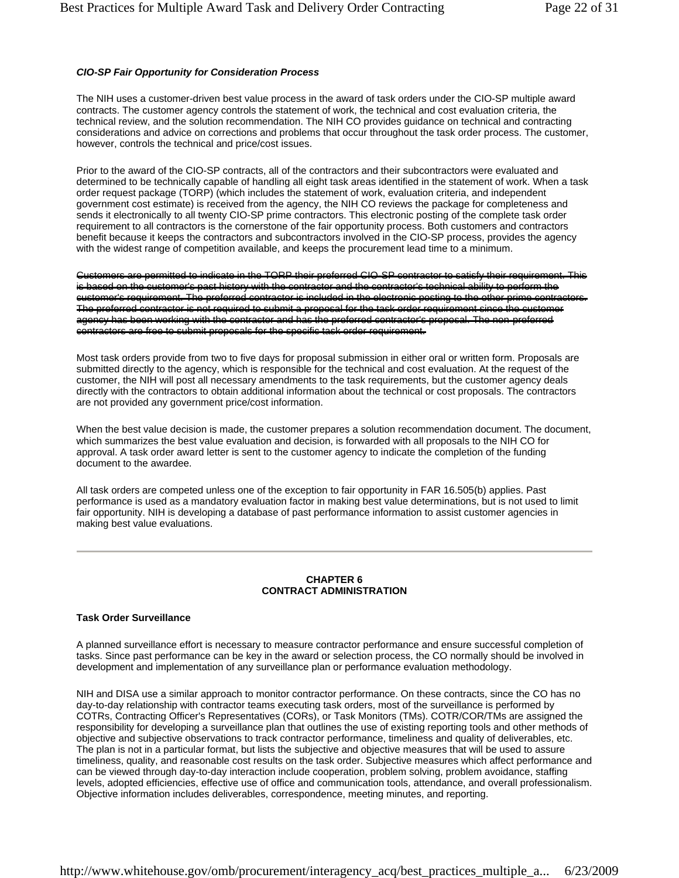***CIO-SP Fair Opportunity for Consideration Process***

The NIH uses a customer-driven best value process in the award of task orders under the CIO-SP multiple award contracts. The customer agency controls the statement of work, the technical and cost evaluation criteria, the technical review, and the solution recommendation. The NIH CO provides guidance on technical and contracting considerations and advice on corrections and problems that occur throughout the task order process. The customer, however, controls the technical and price/cost issues.

Prior to the award of the CIO-SP contracts, all of the contractors and their subcontractors were evaluated and determined to be technically capable of handling all eight task areas identified in the statement of work. When a task order request package (TORP) (which includes the statement of work, evaluation criteria, and independent government cost estimate) is received from the agency, the NIH CO reviews the package for completeness and sends it electronically to all twenty CIO-SP prime contractors. This electronic posting of the complete task order requirement to all contractors is the cornerstone of the fair opportunity process. Both customers and contractors benefit because it keeps the contractors and subcontractors involved in the CIO-SP process, provides the agency with the widest range of competition available, and keeps the procurement lead time to a minimum.

~~Customers are permitted to indicate in the TORP their preferred CIO-SP contractor to satisfy their requirement. This is based on the customer's past history with the contractor and the contractor's technical ability to perform the customer's requirement. The preferred contractor is included in the electronic posting to the other prime contractors. The preferred contractor is not required to submit a proposal for the task order requirement since the customer agency has been working with the contractor and has the preferred contractor's proposal. The non-preferred contractors are free to submit proposals for the specific task order requirement.~~

Most task orders provide from two to five days for proposal submission in either oral or written form. Proposals are submitted directly to the agency, which is responsible for the technical and cost evaluation. At the request of the customer, the NIH will post all necessary amendments to the task requirements, but the customer agency deals directly with the contractors to obtain additional information about the technical or cost proposals. The contractors are not provided any government price/cost information.

When the best value decision is made, the customer prepares a solution recommendation document. The document, which summarizes the best value evaluation and decision, is forwarded with all proposals to the NIH CO for approval. A task order award letter is sent to the customer agency to indicate the completion of the funding document to the awardee.

All task orders are competed unless one of the exception to fair opportunity in FAR 16.505(b) applies. Past performance is used as a mandatory evaluation factor in making best value determinations, but is not used to limit fair opportunity. NIH is developing a database of past performance information to assist customer agencies in making best value evaluations.

---

## CHAPTER 6
## CONTRACT ADMINISTRATION

**Task Order Surveillance**

A planned surveillance effort is necessary to measure contractor performance and ensure successful completion of tasks. Since past performance can be key in the award or selection process, the CO normally should be involved in development and implementation of any surveillance plan or performance evaluation methodology.

NIH and DISA use a similar approach to monitor contractor performance. On these contracts, since the CO has no day-to-day relationship with contractor teams executing task orders, most of the surveillance is performed by COTRs, Contracting Officer's Representatives (CORs), or Task Monitors (TMs). COTR/COR/TMs are assigned the responsibility for developing a surveillance plan that outlines the use of existing reporting tools and other methods of objective and subjective observations to track contractor performance, timeliness and quality of deliverables, etc. The plan is not in a particular format, but lists the subjective and objective measures that will be used to assure timeliness, quality, and reasonable cost results on the task order. Subjective measures which affect performance and can be viewed through day-to-day interaction include cooperation, problem solving, problem avoidance, staffing levels, adopted efficiencies, effective use of office and communication tools, attendance, and overall professionalism. Objective information includes deliverables, correspondence, meeting minutes, and reporting.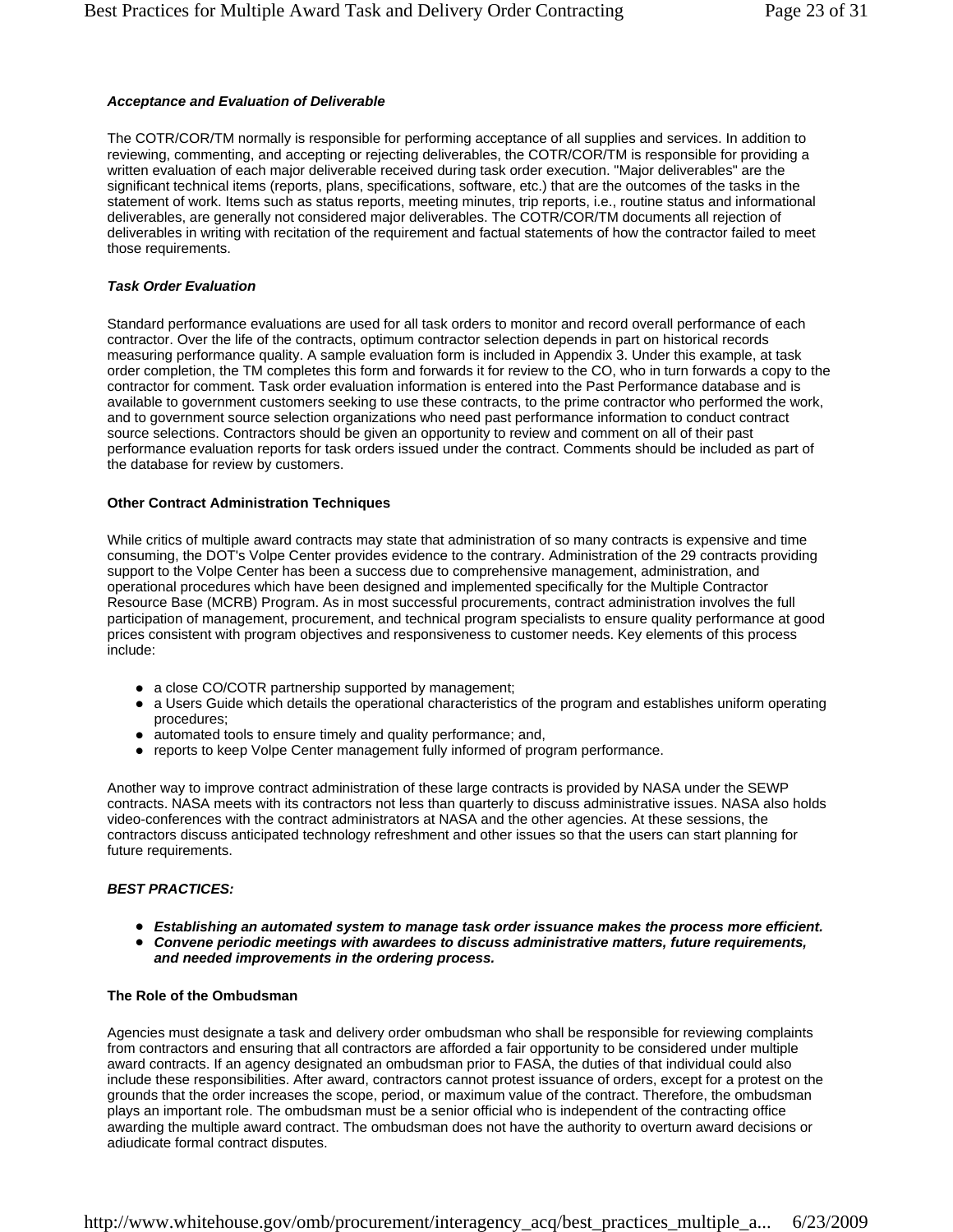### *Acceptance and Evaluation of Deliverable*

The COTR/COR/TM normally is responsible for performing acceptance of all supplies and services. In addition to reviewing, commenting, and accepting or rejecting deliverables, the COTR/COR/TM is responsible for providing a written evaluation of each major deliverable received during task order execution. "Major deliverables" are the significant technical items (reports, plans, specifications, software, etc.) that are the outcomes of the tasks in the statement of work. Items such as status reports, meeting minutes, trip reports, i.e., routine status and informational deliverables, are generally not considered major deliverables. The COTR/COR/TM documents all rejection of deliverables in writing with recitation of the requirement and factual statements of how the contractor failed to meet those requirements.

### *Task Order Evaluation*

Standard performance evaluations are used for all task orders to monitor and record overall performance of each contractor. Over the life of the contracts, optimum contractor selection depends in part on historical records measuring performance quality. A sample evaluation form is included in Appendix 3. Under this example, at task order completion, the TM completes this form and forwards it for review to the CO, who in turn forwards a copy to the contractor for comment. Task order evaluation information is entered into the Past Performance database and is available to government customers seeking to use these contracts, to the prime contractor who performed the work, and to government source selection organizations who need past performance information to conduct contract source selections. Contractors should be given an opportunity to review and comment on all of their past performance evaluation reports for task orders issued under the contract. Comments should be included as part of the database for review by customers.

### Other Contract Administration Techniques

While critics of multiple award contracts may state that administration of so many contracts is expensive and time consuming, the DOT's Volpe Center provides evidence to the contrary. Administration of the 29 contracts providing support to the Volpe Center has been a success due to comprehensive management, administration, and operational procedures which have been designed and implemented specifically for the Multiple Contractor Resource Base (MCRB) Program. As in most successful procurements, contract administration involves the full participation of management, procurement, and technical program specialists to ensure quality performance at good prices consistent with program objectives and responsiveness to customer needs. Key elements of this process include:

- a close CO/COTR partnership supported by management;
- a Users Guide which details the operational characteristics of the program and establishes uniform operating procedures;
- automated tools to ensure timely and quality performance; and,
- reports to keep Volpe Center management fully informed of program performance.

Another way to improve contract administration of these large contracts is provided by NASA under the SEWP contracts. NASA meets with its contractors not less than quarterly to discuss administrative issues. NASA also holds video-conferences with the contract administrators at NASA and the other agencies. At these sessions, the contractors discuss anticipated technology refreshment and other issues so that the users can start planning for future requirements.

### *BEST PRACTICES:*

- ***Establishing an automated system to manage task order issuance makes the process more efficient.***
- ***Convene periodic meetings with awardees to discuss administrative matters, future requirements, and needed improvements in the ordering process.***

### The Role of the Ombudsman

Agencies must designate a task and delivery order ombudsman who shall be responsible for reviewing complaints from contractors and ensuring that all contractors are afforded a fair opportunity to be considered under multiple award contracts. If an agency designated an ombudsman prior to FASA, the duties of that individual could also include these responsibilities. After award, contractors cannot protest issuance of orders, except for a protest on the grounds that the order increases the scope, period, or maximum value of the contract. Therefore, the ombudsman plays an important role. The ombudsman must be a senior official who is independent of the contracting office awarding the multiple award contract. The ombudsman does not have the authority to overturn award decisions or adjudicate formal contract disputes.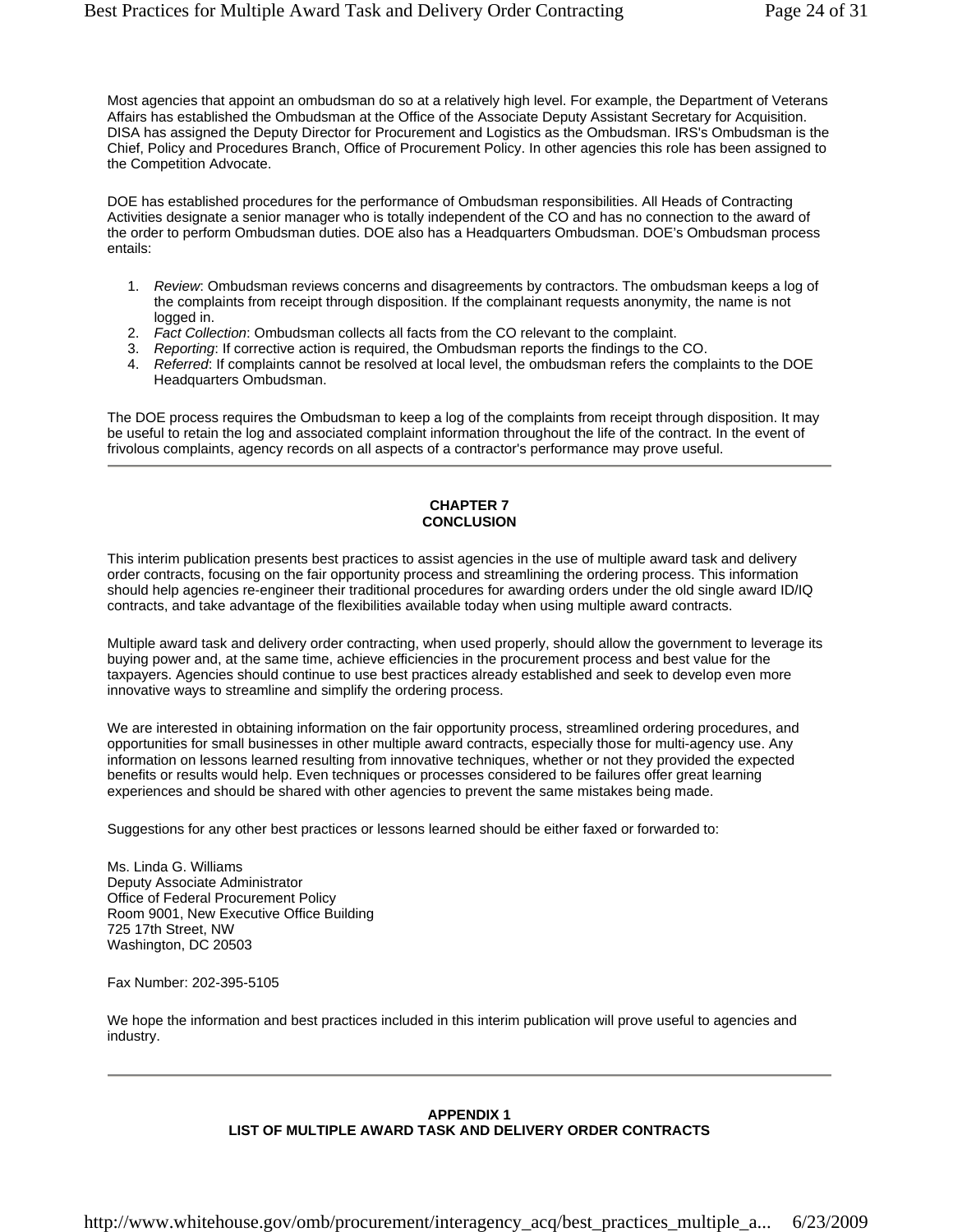Most agencies that appoint an ombudsman do so at a relatively high level. For example, the Department of Veterans Affairs has established the Ombudsman at the Office of the Associate Deputy Assistant Secretary for Acquisition. DISA has assigned the Deputy Director for Procurement and Logistics as the Ombudsman. IRS's Ombudsman is the Chief, Policy and Procedures Branch, Office of Procurement Policy. In other agencies this role has been assigned to the Competition Advocate.

DOE has established procedures for the performance of Ombudsman responsibilities. All Heads of Contracting Activities designate a senior manager who is totally independent of the CO and has no connection to the award of the order to perform Ombudsman duties. DOE also has a Headquarters Ombudsman. DOE's Ombudsman process entails:

1. *Review*: Ombudsman reviews concerns and disagreements by contractors. The ombudsman keeps a log of the complaints from receipt through disposition. If the complainant requests anonymity, the name is not logged in.
2. *Fact Collection*: Ombudsman collects all facts from the CO relevant to the complaint.
3. *Reporting*: If corrective action is required, the Ombudsman reports the findings to the CO.
4. *Referred*: If complaints cannot be resolved at local level, the ombudsman refers the complaints to the DOE Headquarters Ombudsman.

The DOE process requires the Ombudsman to keep a log of the complaints from receipt through disposition. It may be useful to retain the log and associated complaint information throughout the life of the contract. In the event of frivolous complaints, agency records on all aspects of a contractor's performance may prove useful.

---

## CHAPTER 7
## CONCLUSION

This interim publication presents best practices to assist agencies in the use of multiple award task and delivery order contracts, focusing on the fair opportunity process and streamlining the ordering process. This information should help agencies re-engineer their traditional procedures for awarding orders under the old single award ID/IQ contracts, and take advantage of the flexibilities available today when using multiple award contracts.

Multiple award task and delivery order contracting, when used properly, should allow the government to leverage its buying power and, at the same time, achieve efficiencies in the procurement process and best value for the taxpayers. Agencies should continue to use best practices already established and seek to develop even more innovative ways to streamline and simplify the ordering process.

We are interested in obtaining information on the fair opportunity process, streamlined ordering procedures, and opportunities for small businesses in other multiple award contracts, especially those for multi-agency use. Any information on lessons learned resulting from innovative techniques, whether or not they provided the expected benefits or results would help. Even techniques or processes considered to be failures offer great learning experiences and should be shared with other agencies to prevent the same mistakes being made.

Suggestions for any other best practices or lessons learned should be either faxed or forwarded to:

Ms. Linda G. Williams
Deputy Associate Administrator
Office of Federal Procurement Policy
Room 9001, New Executive Office Building
725 17th Street, NW
Washington, DC 20503

Fax Number: 202-395-5105

We hope the information and best practices included in this interim publication will prove useful to agencies and industry.

---

## APPENDIX 1
## LIST OF MULTIPLE AWARD TASK AND DELIVERY ORDER CONTRACTS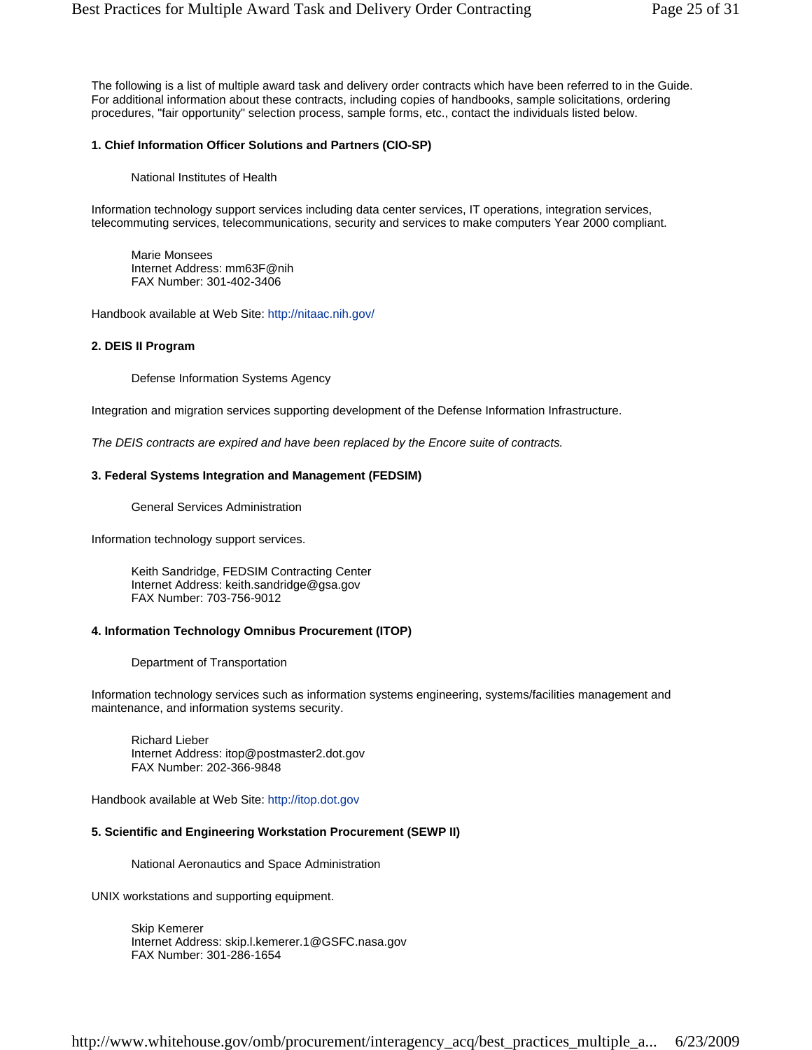The following is a list of multiple award task and delivery order contracts which have been referred to in the Guide. For additional information about these contracts, including copies of handbooks, sample solicitations, ordering procedures, "fair opportunity" selection process, sample forms, etc., contact the individuals listed below.

**1. Chief Information Officer Solutions and Partners (CIO-SP)**

National Institutes of Health

Information technology support services including data center services, IT operations, integration services, telecommuting services, telecommunications, security and services to make computers Year 2000 compliant.

Marie Monsees
Internet Address: mm63F@nih
FAX Number: 301-402-3406

Handbook available at Web Site: http://nitaac.nih.gov/

**2. DEIS II Program**

Defense Information Systems Agency

Integration and migration services supporting development of the Defense Information Infrastructure.

*The DEIS contracts are expired and have been replaced by the Encore suite of contracts.*

**3. Federal Systems Integration and Management (FEDSIM)**

General Services Administration

Information technology support services.

Keith Sandridge, FEDSIM Contracting Center
Internet Address: keith.sandridge@gsa.gov
FAX Number: 703-756-9012

**4. Information Technology Omnibus Procurement (ITOP)**

Department of Transportation

Information technology services such as information systems engineering, systems/facilities management and maintenance, and information systems security.

Richard Lieber
Internet Address: itop@postmaster2.dot.gov
FAX Number: 202-366-9848

Handbook available at Web Site: http://itop.dot.gov

**5. Scientific and Engineering Workstation Procurement (SEWP II)**

National Aeronautics and Space Administration

UNIX workstations and supporting equipment.

Skip Kemerer
Internet Address: skip.l.kemerer.1@GSFC.nasa.gov
FAX Number: 301-286-1654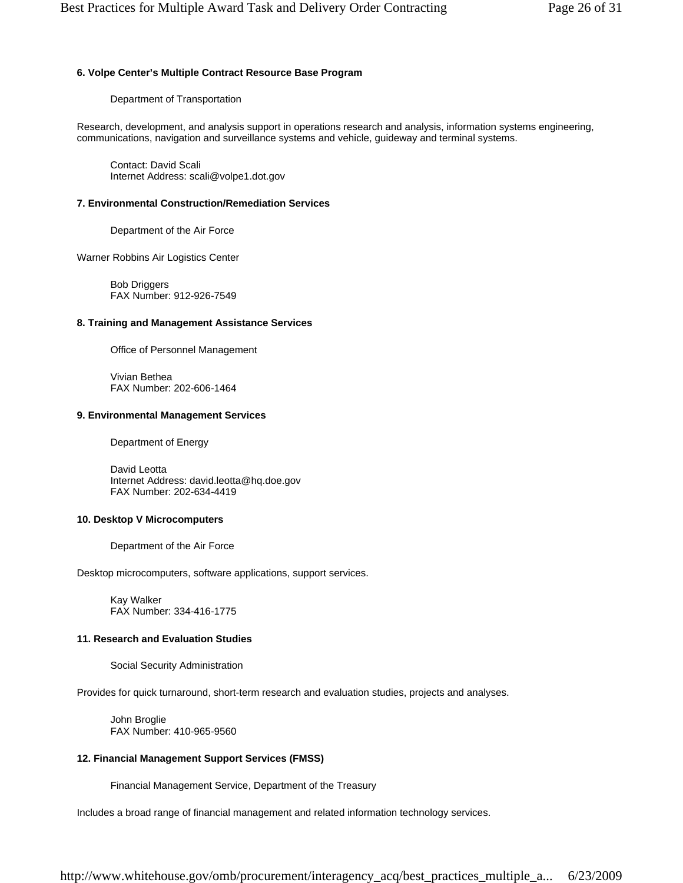**6. Volpe Center's Multiple Contract Resource Base Program**

Department of Transportation

Research, development, and analysis support in operations research and analysis, information systems engineering, communications, navigation and surveillance systems and vehicle, guideway and terminal systems.

Contact: David Scali
Internet Address: scali@volpe1.dot.gov

**7. Environmental Construction/Remediation Services**

Department of the Air Force

Warner Robbins Air Logistics Center

Bob Driggers
FAX Number: 912-926-7549

**8. Training and Management Assistance Services**

Office of Personnel Management

Vivian Bethea
FAX Number: 202-606-1464

**9. Environmental Management Services**

Department of Energy

David Leotta
Internet Address: david.leotta@hq.doe.gov
FAX Number: 202-634-4419

**10. Desktop V Microcomputers**

Department of the Air Force

Desktop microcomputers, software applications, support services.

Kay Walker
FAX Number: 334-416-1775

**11. Research and Evaluation Studies**

Social Security Administration

Provides for quick turnaround, short-term research and evaluation studies, projects and analyses.

John Broglie
FAX Number: 410-965-9560

**12. Financial Management Support Services (FMSS)**

Financial Management Service, Department of the Treasury

Includes a broad range of financial management and related information technology services.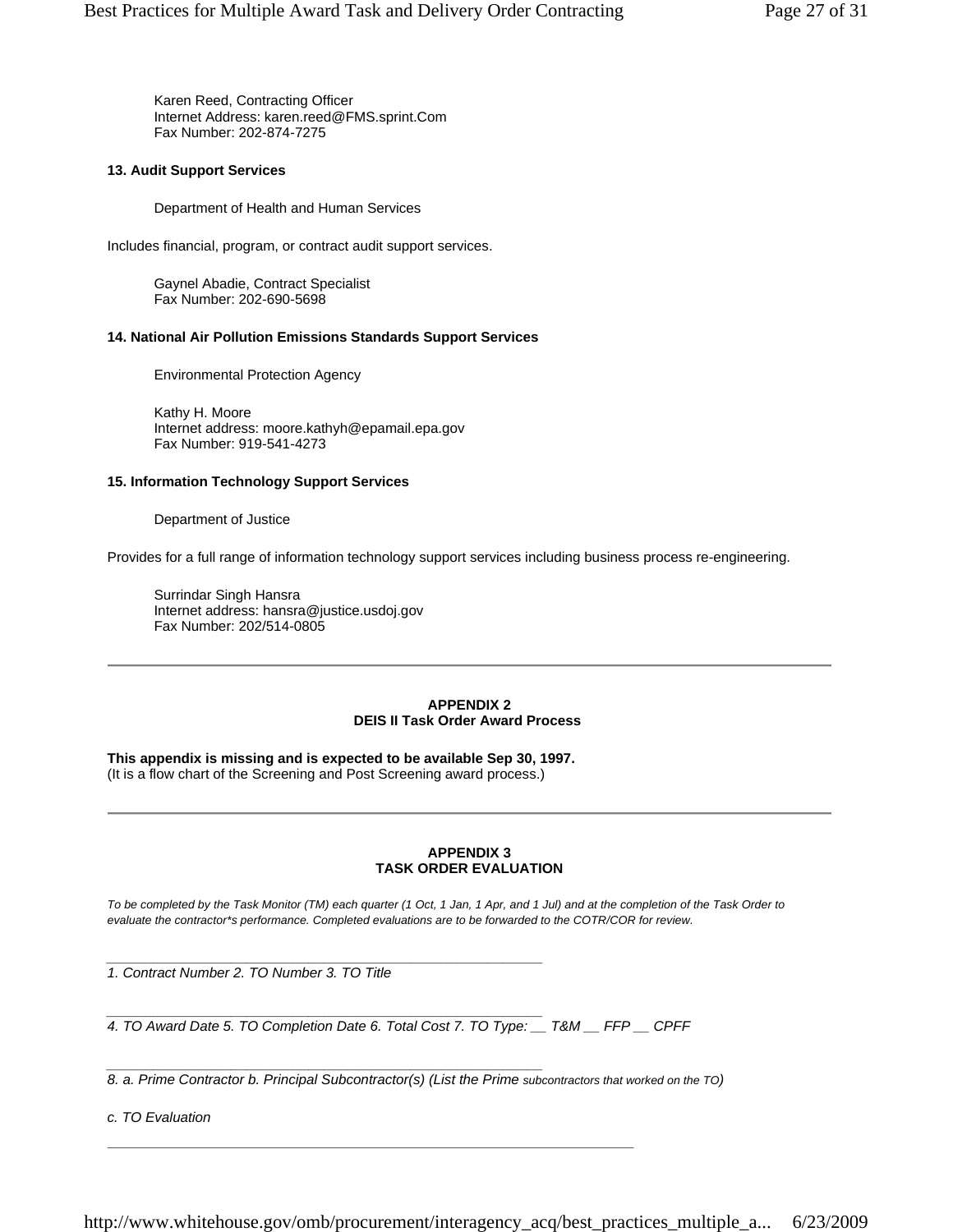Karen Reed, Contracting Officer
Internet Address: karen.reed@FMS.sprint.Com
Fax Number: 202-874-7275

**13. Audit Support Services**

Department of Health and Human Services

Includes financial, program, or contract audit support services.

Gaynel Abadie, Contract Specialist
Fax Number: 202-690-5698

**14. National Air Pollution Emissions Standards Support Services**

Environmental Protection Agency

Kathy H. Moore
Internet address: moore.kathyh@epamail.epa.gov
Fax Number: 919-541-4273

**15. Information Technology Support Services**

Department of Justice

Provides for a full range of information technology support services including business process re-engineering.

Surrindar Singh Hansra
Internet address: hansra@justice.usdoj.gov
Fax Number: 202/514-0805

---

**APPENDIX 2**
**DEIS II Task Order Award Process**

**This appendix is missing and is expected to be available Sep 30, 1997.**
(It is a flow chart of the Screening and Post Screening award process.)

---

**APPENDIX 3**
**TASK ORDER EVALUATION**

*To be completed by the Task Monitor (TM) each quarter (1 Oct, 1 Jan, 1 Apr, and 1 Jul) and at the completion of the Task Order to evaluate the contractor*s performance. Completed evaluations are to be forwarded to the COTR/COR for review.*

_______________________________________________

*1. Contract Number 2. TO Number 3. TO Title*

_______________________________________________

*4. TO Award Date 5. TO Completion Date 6. Total Cost 7. TO Type: __ T&M __ FFP __ CPFF*

_______________________________________________

*8. a. Prime Contractor b. Principal Subcontractor(s) (List the Prime subcontractors that worked on the TO)*

*c. TO Evaluation*

_______________________________________________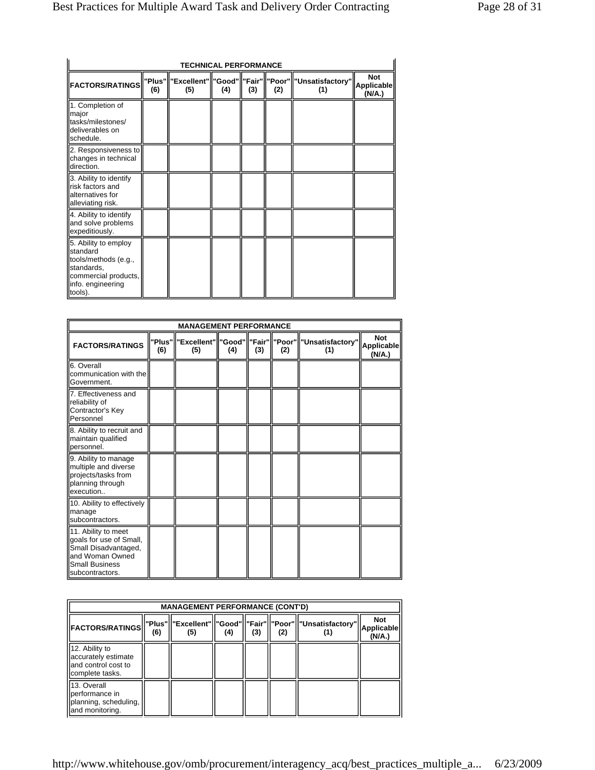| TECHNICAL PERFORMANCE | | | | | | | |
|---|---|---|---|---|---|---|---|
| FACTORS/RATINGS | "Plus" (6) | "Excellent" (5) | "Good" (4) | "Fair" (3) | "Poor" (2) | "Unsatisfactory" (1) | Not Applicable (N/A.) |
| 1. Completion of major tasks/milestones/ deliverables on schedule. | | | | | | | |
| 2. Responsiveness to changes in technical direction. | | | | | | | |
| 3. Ability to identify risk factors and alternatives for alleviating risk. | | | | | | | |
| 4. Ability to identify and solve problems expeditiously. | | | | | | | |
| 5. Ability to employ standard tools/methods (e.g., standards, commercial products, info. engineering tools). | | | | | | | |

| MANAGEMENT PERFORMANCE | | | | | | | |
|---|---|---|---|---|---|---|---|
| FACTORS/RATINGS | "Plus" (6) | "Excellent" (5) | "Good" (4) | "Fair" (3) | "Poor" (2) | "Unsatisfactory" (1) | Not Applicable (N/A.) |
| 6. Overall communication with the Government. | | | | | | | |
| 7. Effectiveness and reliability of Contractor's Key Personnel | | | | | | | |
| 8. Ability to recruit and maintain qualified personnel. | | | | | | | |
| 9. Ability to manage multiple and diverse projects/tasks from planning through execution.. | | | | | | | |
| 10. Ability to effectively manage subcontractors. | | | | | | | |
| 11. Ability to meet goals for use of Small, Small Disadvantaged, and Woman Owned Small Business subcontractors. | | | | | | | |

| MANAGEMENT PERFORMANCE (CONT'D) | | | | | | | |
|---|---|---|---|---|---|---|---|
| FACTORS/RATINGS | "Plus" (6) | "Excellent" (5) | "Good" (4) | "Fair" (3) | "Poor" (2) | "Unsatisfactory" (1) | Not Applicable (N/A.) |
| 12. Ability to accurately estimate and control cost to complete tasks. | | | | | | | |
| 13. Overall performance in planning, scheduling, and monitoring. | | | | | | | |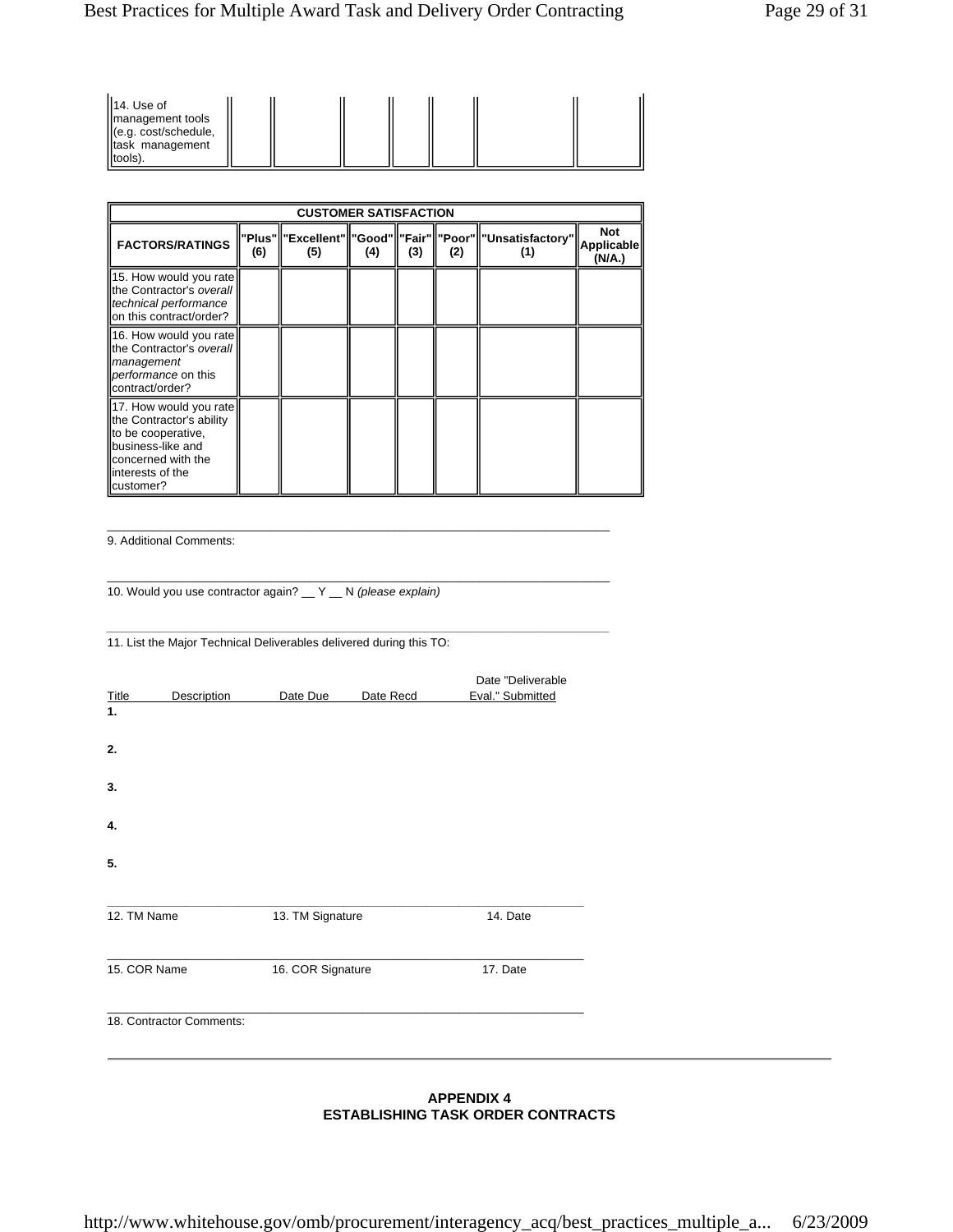| 14. Use of management tools (e.g. cost/schedule, task management tools). | | | | | | | |
|---|---|---|---|---|---|---|---|

| CUSTOMER SATISFACTION | | | | | | | |
|---|---|---|---|---|---|---|---|
| **FACTORS/RATINGS** | **"Plus" (6)** | **"Excellent" (5)** | **"Good" (4)** | **"Fair" (3)** | **"Poor" (2)** | **"Unsatisfactory" (1)** | **Not Applicable (N/A.)** |
| 15. How would you rate the Contractor's *overall technical performance* on this contract/order? | | | | | | | |
| 16. How would you rate the Contractor's *overall management performance* on this contract/order? | | | | | | | |
| 17. How would you rate the Contractor's ability to be cooperative, business-like and concerned with the interests of the customer? | | | | | | | |

9. Additional Comments:

10. Would you use contractor again? __ Y __ N *(please explain)*

11. List the Major Technical Deliverables delivered during this TO:

| Title | Description | Date Due | Date Recd | Date "Deliverable Eval." Submitted |
|---|---|---|---|---|
| **1.** | | | | |
| **2.** | | | | |
| **3.** | | | | |
| **4.** | | | | |
| **5.** | | | | |

12. TM Name 13. TM Signature 14. Date

15. COR Name 16. COR Signature 17. Date

18. Contractor Comments:

---

## APPENDIX 4
## ESTABLISHING TASK ORDER CONTRACTS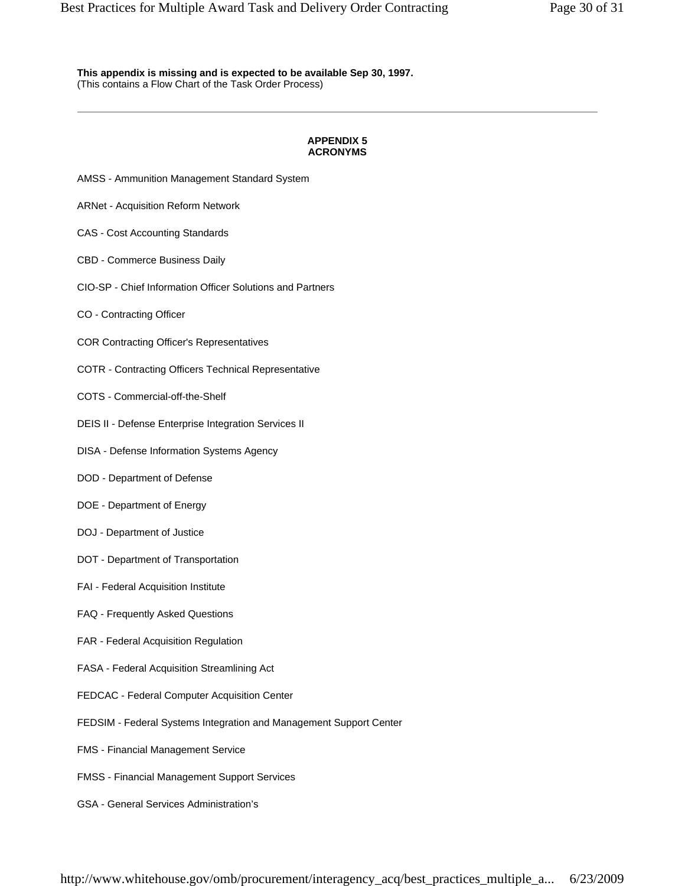**This appendix is missing and is expected to be available Sep 30, 1997.**
(This contains a Flow Chart of the Task Order Process)

---

## APPENDIX 5
## ACRONYMS

AMSS - Ammunition Management Standard System

ARNet - Acquisition Reform Network

CAS - Cost Accounting Standards

CBD - Commerce Business Daily

CIO-SP - Chief Information Officer Solutions and Partners

CO - Contracting Officer

COR Contracting Officer's Representatives

COTR - Contracting Officers Technical Representative

COTS - Commercial-off-the-Shelf

DEIS II - Defense Enterprise Integration Services II

DISA - Defense Information Systems Agency

DOD - Department of Defense

DOE - Department of Energy

DOJ - Department of Justice

DOT - Department of Transportation

FAI - Federal Acquisition Institute

FAQ - Frequently Asked Questions

FAR - Federal Acquisition Regulation

FASA - Federal Acquisition Streamlining Act

FEDCAC - Federal Computer Acquisition Center

FEDSIM - Federal Systems Integration and Management Support Center

FMS - Financial Management Service

FMSS - Financial Management Support Services

GSA - General Services Administration's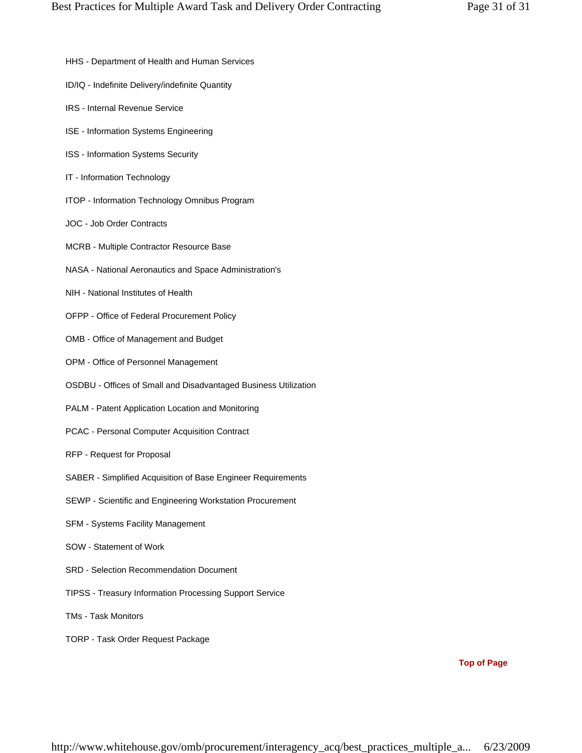HHS - Department of Health and Human Services

ID/IQ - Indefinite Delivery/indefinite Quantity

IRS - Internal Revenue Service

ISE - Information Systems Engineering

ISS - Information Systems Security

IT - Information Technology

ITOP - Information Technology Omnibus Program

JOC - Job Order Contracts

MCRB - Multiple Contractor Resource Base

NASA - National Aeronautics and Space Administration's

NIH - National Institutes of Health

OFPP - Office of Federal Procurement Policy

OMB - Office of Management and Budget

OPM - Office of Personnel Management

OSDBU - Offices of Small and Disadvantaged Business Utilization

PALM - Patent Application Location and Monitoring

PCAC - Personal Computer Acquisition Contract

RFP - Request for Proposal

SABER - Simplified Acquisition of Base Engineer Requirements

SEWP - Scientific and Engineering Workstation Procurement

SFM - Systems Facility Management

SOW - Statement of Work

SRD - Selection Recommendation Document

TIPSS - Treasury Information Processing Support Service

TMs - Task Monitors

TORP - Task Order Request Package

**Top of Page**